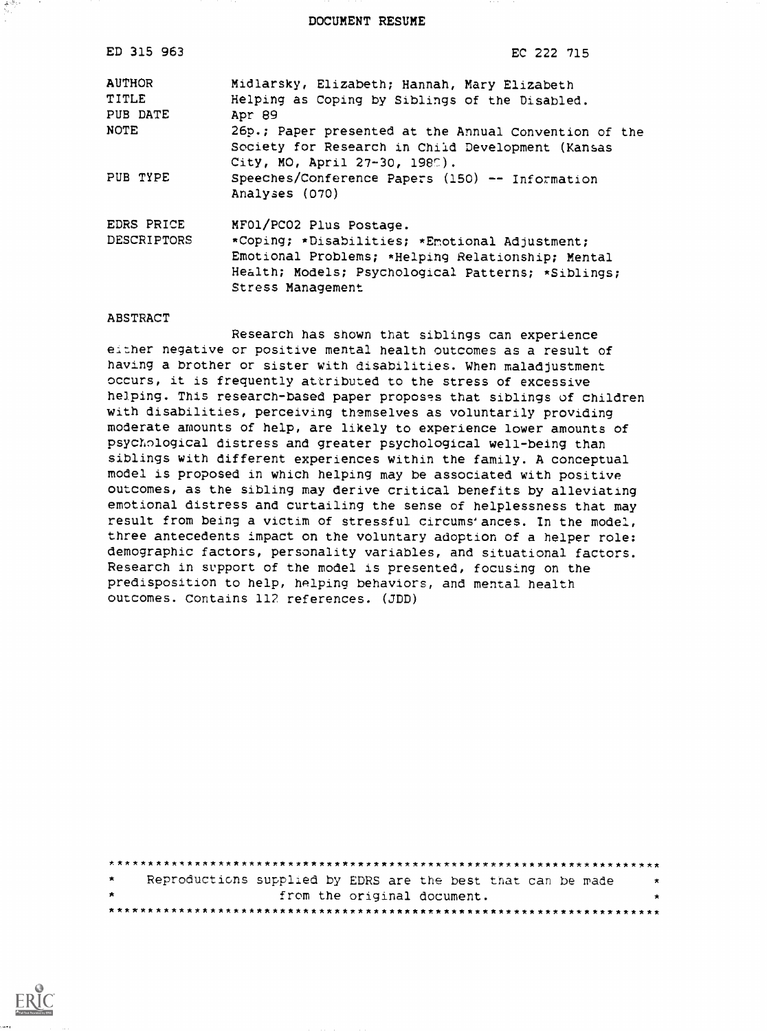# DOCUMENT RESUME

| | |
|---|---|
| ED 315 963 | EC 222 715 |
| AUTHOR | Midlarsky, Elizabeth; Hannah, Mary Elizabeth |
| TITLE | Helping as Coping by Siblings of the Disabled. |
| PUB DATE | Apr 89 |
| NOTE | 26p.; Paper presented at the Annual Convention of the Society for Research in Child Development (Kansas City, MO, April 27-30, 1989). |
| PUB TYPE | Speeches/Conference Papers (150) -- Information Analyses (070) |
| EDRS PRICE | MF01/PC02 Plus Postage. |
| DESCRIPTORS | *Coping; *Disabilities; *Emotional Adjustment; Emotional Problems; *Helping Relationship; Mental Health; Models; Psychological Patterns; *Siblings; Stress Management |

## ABSTRACT

Research has shown that siblings can experience either negative or positive mental health outcomes as a result of having a brother or sister with disabilities. When maladjustment occurs, it is frequently attributed to the stress of excessive helping. This research-based paper proposes that siblings of children with disabilities, perceiving themselves as voluntarily providing moderate amounts of help, are likely to experience lower amounts of psychological distress and greater psychological well-being than siblings with different experiences within the family. A conceptual model is proposed in which helping may be associated with positive outcomes, as the sibling may derive critical benefits by alleviating emotional distress and curtailing the sense of helplessness that may result from being a victim of stressful circumstances. In the model, three antecedents impact on the voluntary adoption of a helper role: demographic factors, personality variables, and situational factors. Research in support of the model is presented, focusing on the predisposition to help, helping behaviors, and mental health outcomes. Contains 112 references. (JDD)

---

Reproductions supplied by EDRS are the best that can be made from the original document.

---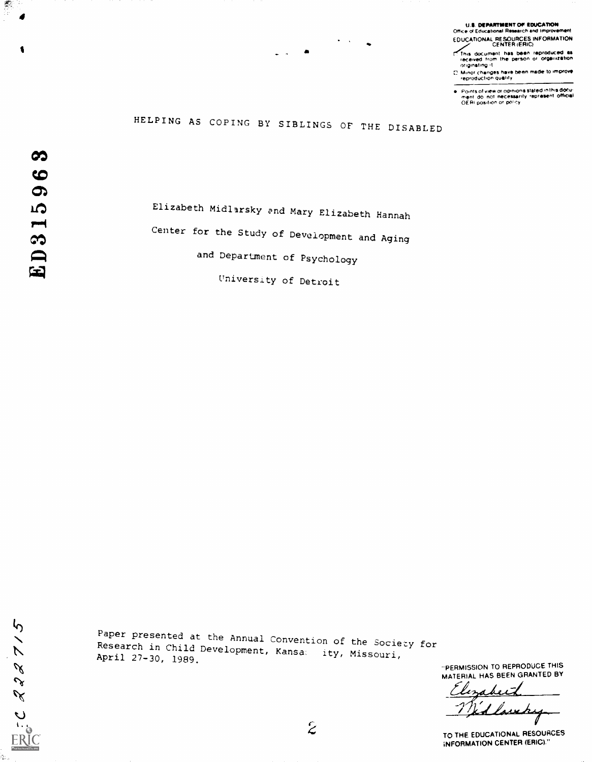U.S. DEPARTMENT OF EDUCATION
Office of Educational Research and Improvement
EDUCATIONAL RESOURCES INFORMATION CENTER (ERIC)

- This document has been reproduced as received from the person or organization originating it.
- Minor changes have been made to improve reproduction quality.
- Points of view or opinions stated in this document do not necessarily represent official OERI position or policy.

ED315968

# HELPING AS COPING BY SIBLINGS OF THE DISABLED

Elizabeth Midlarsky and Mary Elizabeth Hannah

Center for the Study of Development and Aging

and Department of Psychology

University of Detroit

Paper presented at the Annual Convention of the Society for Research in Child Development, Kansas City, Missouri, April 27-30, 1989.

"PERMISSION TO REPRODUCE THIS MATERIAL HAS BEEN GRANTED BY

Elizabeth Midlarsky

TO THE EDUCATIONAL RESOURCES INFORMATION CENTER (ERIC)."

EC 222715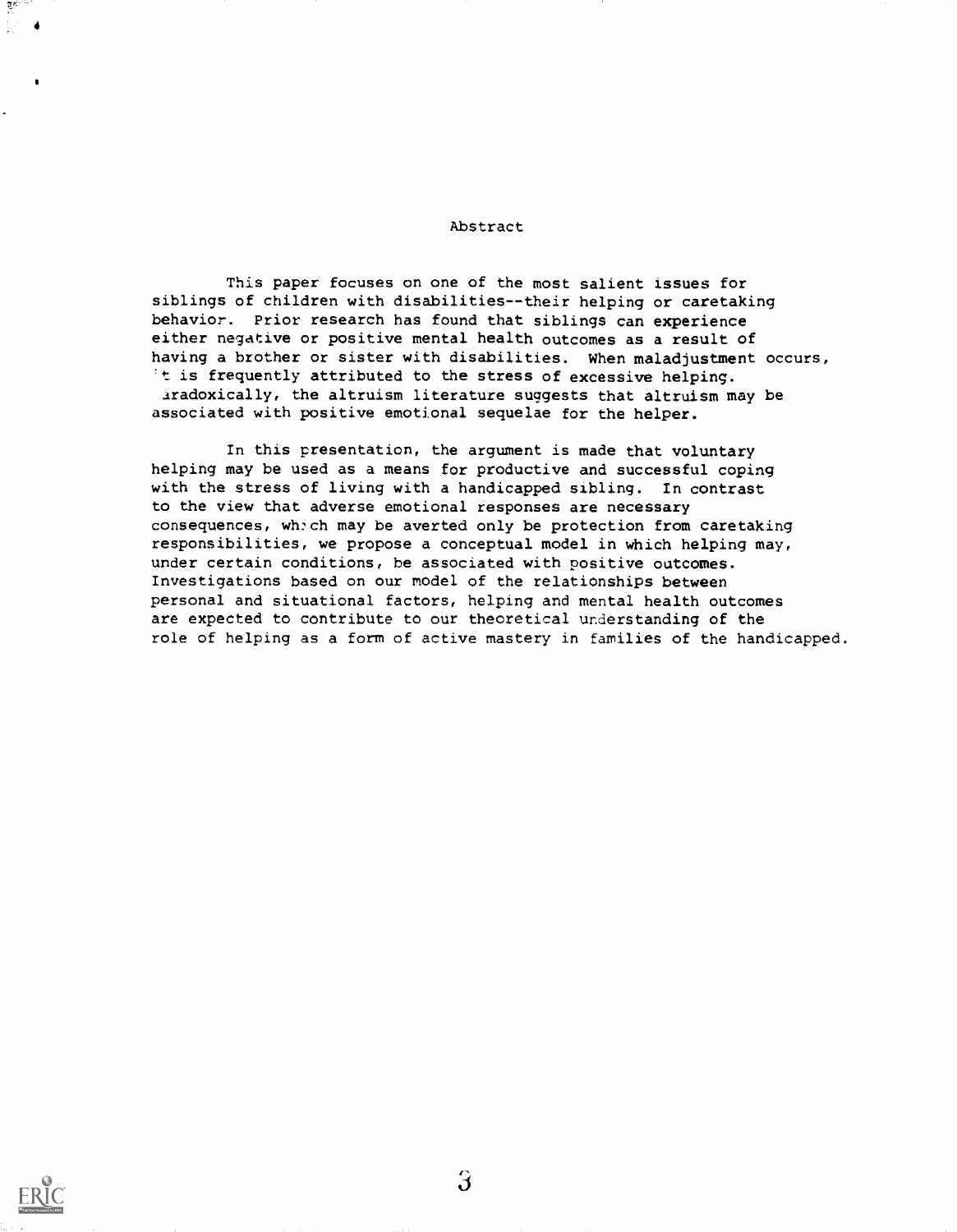# Abstract

This paper focuses on one of the most salient issues for siblings of children with disabilities--their helping or caretaking behavior. Prior research has found that siblings can experience either negative or positive mental health outcomes as a result of having a brother or sister with disabilities. When maladjustment occurs, it is frequently attributed to the stress of excessive helping. Paradoxically, the altruism literature suggests that altruism may be associated with positive emotional sequelae for the helper.

In this presentation, the argument is made that voluntary helping may be used as a means for productive and successful coping with the stress of living with a handicapped sibling. In contrast to the view that adverse emotional responses are necessary consequences, which may be averted only be protection from caretaking responsibilities, we propose a conceptual model in which helping may, under certain conditions, be associated with positive outcomes. Investigations based on our model of the relationships between personal and situational factors, helping and mental health outcomes are expected to contribute to our theoretical understanding of the role of helping as a form of active mastery in families of the handicapped.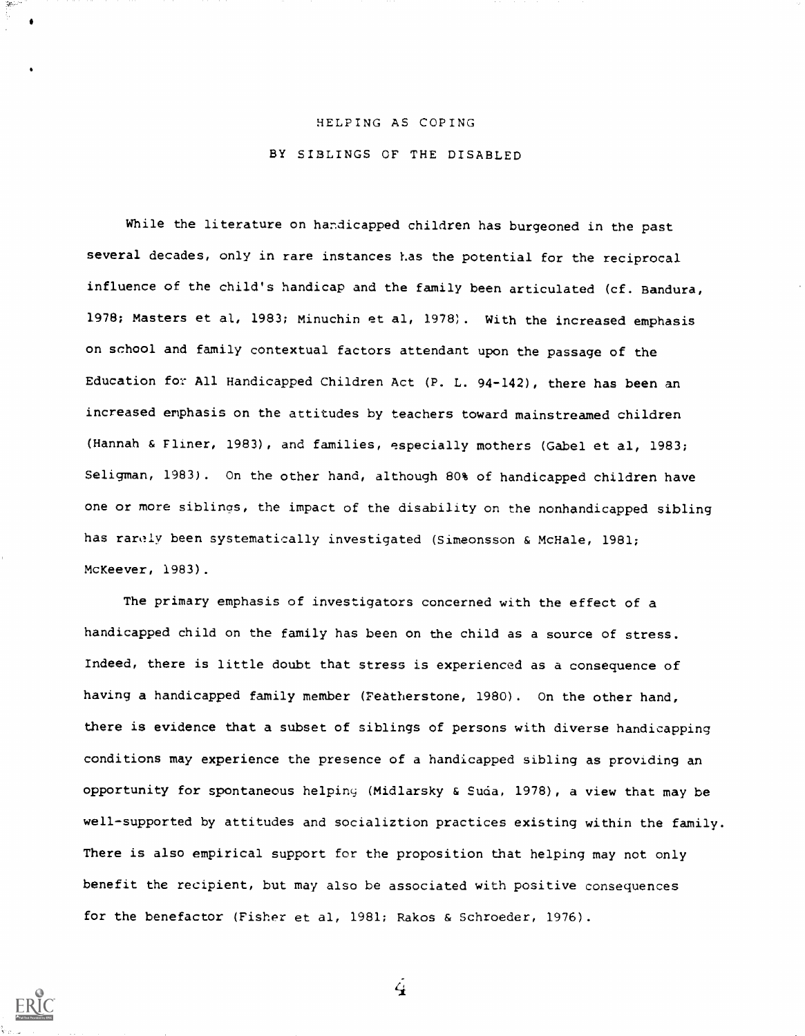# HELPING AS COPING

## BY SIBLINGS OF THE DISABLED

While the literature on handicapped children has burgeoned in the past several decades, only in rare instances has the potential for the reciprocal influence of the child's handicap and the family been articulated (cf. Bandura, 1978; Masters et al, 1983; Minuchin et al, 1978). With the increased emphasis on school and family contextual factors attendant upon the passage of the Education for All Handicapped Children Act (P. L. 94-142), there has been an increased emphasis on the attitudes by teachers toward mainstreamed children (Hannah & Fliner, 1983), and families, especially mothers (Gabel et al, 1983; Seligman, 1983). On the other hand, although 80% of handicapped children have one or more siblings, the impact of the disability on the nonhandicapped sibling has rarely been systematically investigated (Simeonsson & McHale, 1981; McKeever, 1983).

The primary emphasis of investigators concerned with the effect of a handicapped child on the family has been on the child as a source of stress. Indeed, there is little doubt that stress is experienced as a consequence of having a handicapped family member (Featherstone, 1980). On the other hand, there is evidence that a subset of siblings of persons with diverse handicapping conditions may experience the presence of a handicapped sibling as providing an opportunity for spontaneous helping (Midlarsky & Suda, 1978), a view that may be well-supported by attitudes and socializtion practices existing within the family. There is also empirical support for the proposition that helping may not only benefit the recipient, but may also be associated with positive consequences for the benefactor (Fisher et al, 1981; Rakos & Schroeder, 1976).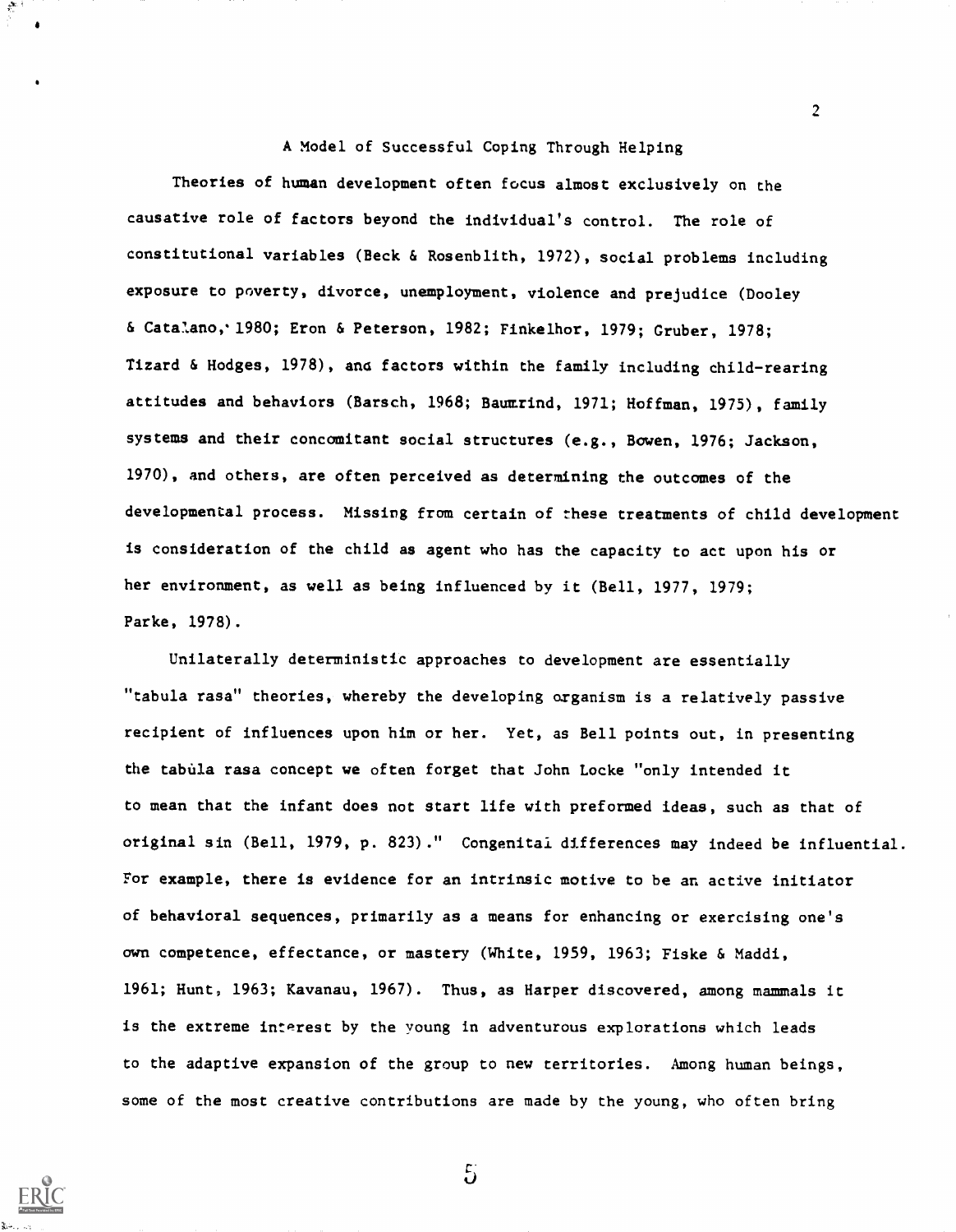## A Model of Successful Coping Through Helping

Theories of human development often focus almost exclusively on the causative role of factors beyond the individual's control. The role of constitutional variables (Beck & Rosenblith, 1972), social problems including exposure to poverty, divorce, unemployment, violence and prejudice (Dooley & Catalano, 1980; Eron & Peterson, 1982; Finkelhor, 1979; Gruber, 1978; Tizard & Hodges, 1978), and factors within the family including child-rearing attitudes and behaviors (Barsch, 1968; Baumrind, 1971; Hoffman, 1975), family systems and their concomitant social structures (e.g., Bowen, 1976; Jackson, 1970), and others, are often perceived as determining the outcomes of the developmental process. Missing from certain of these treatments of child development is consideration of the child as agent who has the capacity to act upon his or her environment, as well as being influenced by it (Bell, 1977, 1979; Parke, 1978).

Unilaterally deterministic approaches to development are essentially "tabula rasa" theories, whereby the developing organism is a relatively passive recipient of influences upon him or her. Yet, as Bell points out, in presenting the tabula rasa concept we often forget that John Locke "only intended it to mean that the infant does not start life with preformed ideas, such as that of original sin (Bell, 1979, p. 823)." Congenital differences may indeed be influential. For example, there is evidence for an intrinsic motive to be an active initiator of behavioral sequences, primarily as a means for enhancing or exercising one's own competence, effectance, or mastery (White, 1959, 1963; Fiske & Maddi, 1961; Hunt, 1963; Kavanau, 1967). Thus, as Harper discovered, among mammals it is the extreme interest by the young in adventurous explorations which leads to the adaptive expansion of the group to new territories. Among human beings, some of the most creative contributions are made by the young, who often bring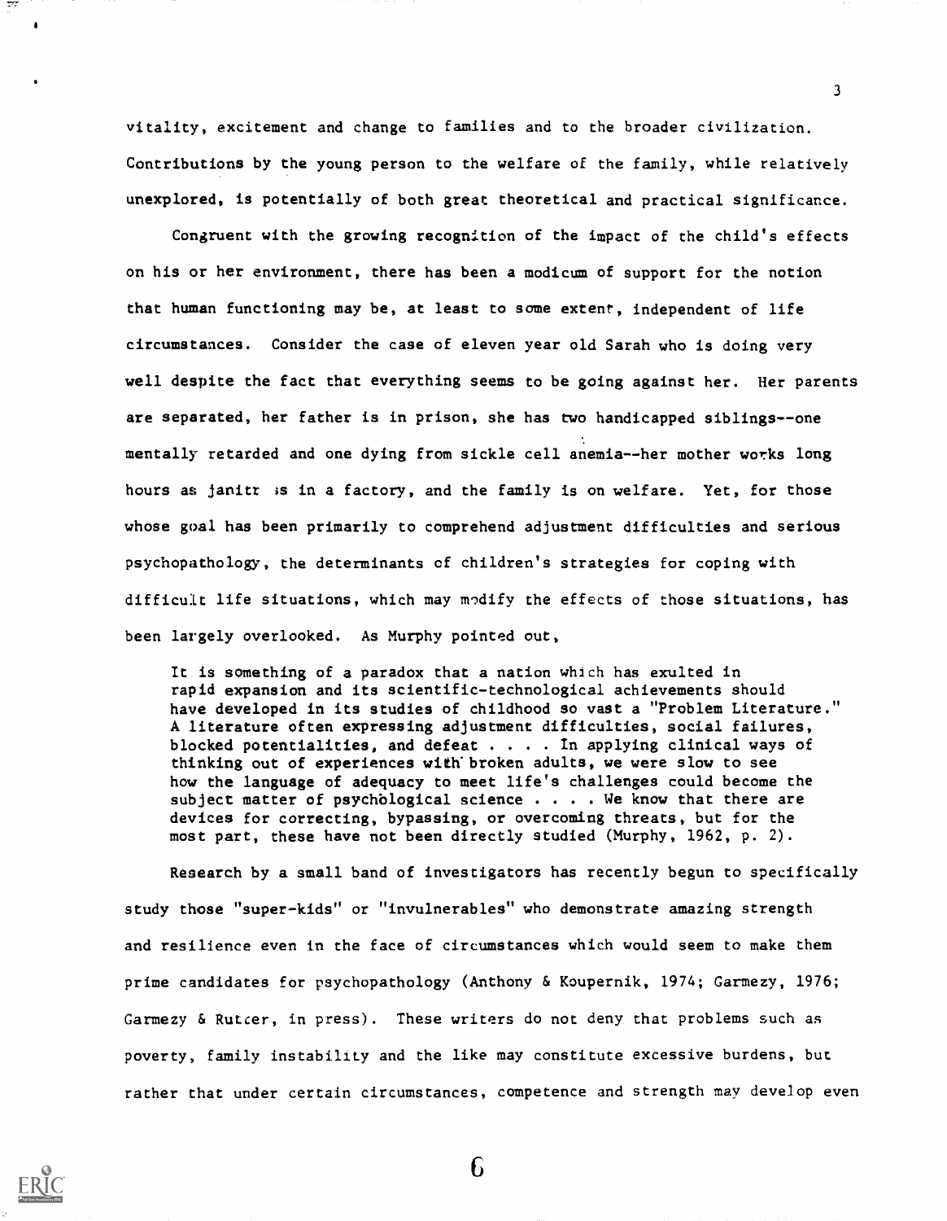vitality, excitement and change to families and to the broader civilization. Contributions by the young person to the welfare of the family, while relatively unexplored, is potentially of both great theoretical and practical significance.

Congruent with the growing recognition of the impact of the child's effects on his or her environment, there has been a modicum of support for the notion that human functioning may be, at least to some extent, independent of life circumstances. Consider the case of eleven year old Sarah who is doing very well despite the fact that everything seems to be going against her. Her parents are separated, her father is in prison, she has two handicapped siblings--one mentally retarded and one dying from sickle cell anemia--her mother works long hours as janitress in a factory, and the family is on welfare. Yet, for those whose goal has been primarily to comprehend adjustment difficulties and serious psychopathology, the determinants of children's strategies for coping with difficult life situations, which may modify the effects of those situations, has been largely overlooked. As Murphy pointed out,

> It is something of a paradox that a nation which has exulted in rapid expansion and its scientific-technological achievements should have developed in its studies of childhood so vast a "Problem Literature." A literature often expressing adjustment difficulties, social failures, blocked potentialities, and defeat . . . . In applying clinical ways of thinking out of experiences with broken adults, we were slow to see how the language of adequacy to meet life's challenges could become the subject matter of psychological science . . . . We know that there are devices for correcting, bypassing, or overcoming threats, but for the most part, these have not been directly studied (Murphy, 1962, p. 2).

Research by a small band of investigators has recently begun to specifically study those "super-kids" or "invulnerables" who demonstrate amazing strength and resilience even in the face of circumstances which would seem to make them prime candidates for psychopathology (Anthony & Koupernik, 1974; Garmezy, 1976; Garmezy & Rutter, in press). These writers do not deny that problems such as poverty, family instability and the like may constitute excessive burdens, but rather that under certain circumstances, competence and strength may develop even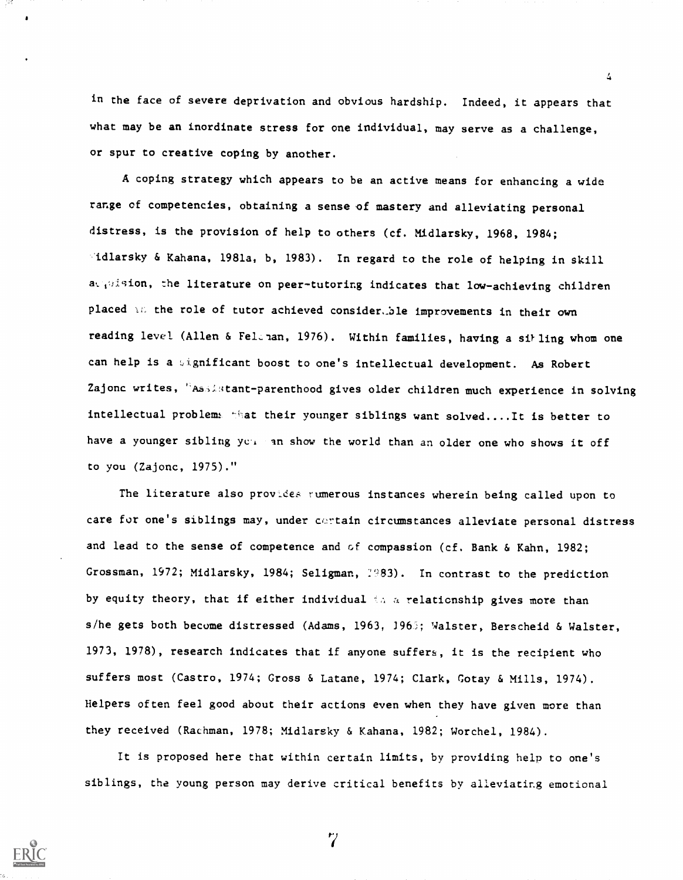in the face of severe deprivation and obvious hardship. Indeed, it appears that what may be an inordinate stress for one individual, may serve as a challenge, or spur to creative coping by another.

A coping strategy which appears to be an active means for enhancing a wide range of competencies, obtaining a sense of mastery and alleviating personal distress, is the provision of help to others (cf. Midlarsky, 1968, 1984; Midlarsky & Kahana, 1981a, b, 1983). In regard to the role of helping in skill acquisition, the literature on peer-tutoring indicates that low-achieving children placed in the role of tutor achieved considerable improvements in their own reading level (Allen & Feldman, 1976). Within families, having a sibling whom one can help is a significant boost to one's intellectual development. As Robert Zajonc writes, "Assistant-parenthood gives older children much experience in solving intellectual problems that their younger siblings want solved....It is better to have a younger sibling you can show the world than an older one who shows it off to you (Zajonc, 1975)."

The literature also provides numerous instances wherein being called upon to care for one's siblings may, under certain circumstances alleviate personal distress and lead to the sense of competence and of compassion (cf. Bank & Kahn, 1982; Grossman, 1972; Midlarsky, 1984; Seligman, 1983). In contrast to the prediction by equity theory, that if either individual in a relationship gives more than s/he gets both become distressed (Adams, 1963, 1965; Walster, Berscheid & Walster, 1973, 1978), research indicates that if anyone suffers, it is the recipient who suffers most (Castro, 1974; Gross & Latane, 1974; Clark, Gotay & Mills, 1974). Helpers often feel good about their actions even when they have given more than they received (Rachman, 1978; Midlarsky & Kahana, 1982; Worchel, 1984).

It is proposed here that within certain limits, by providing help to one's siblings, the young person may derive critical benefits by alleviating emotional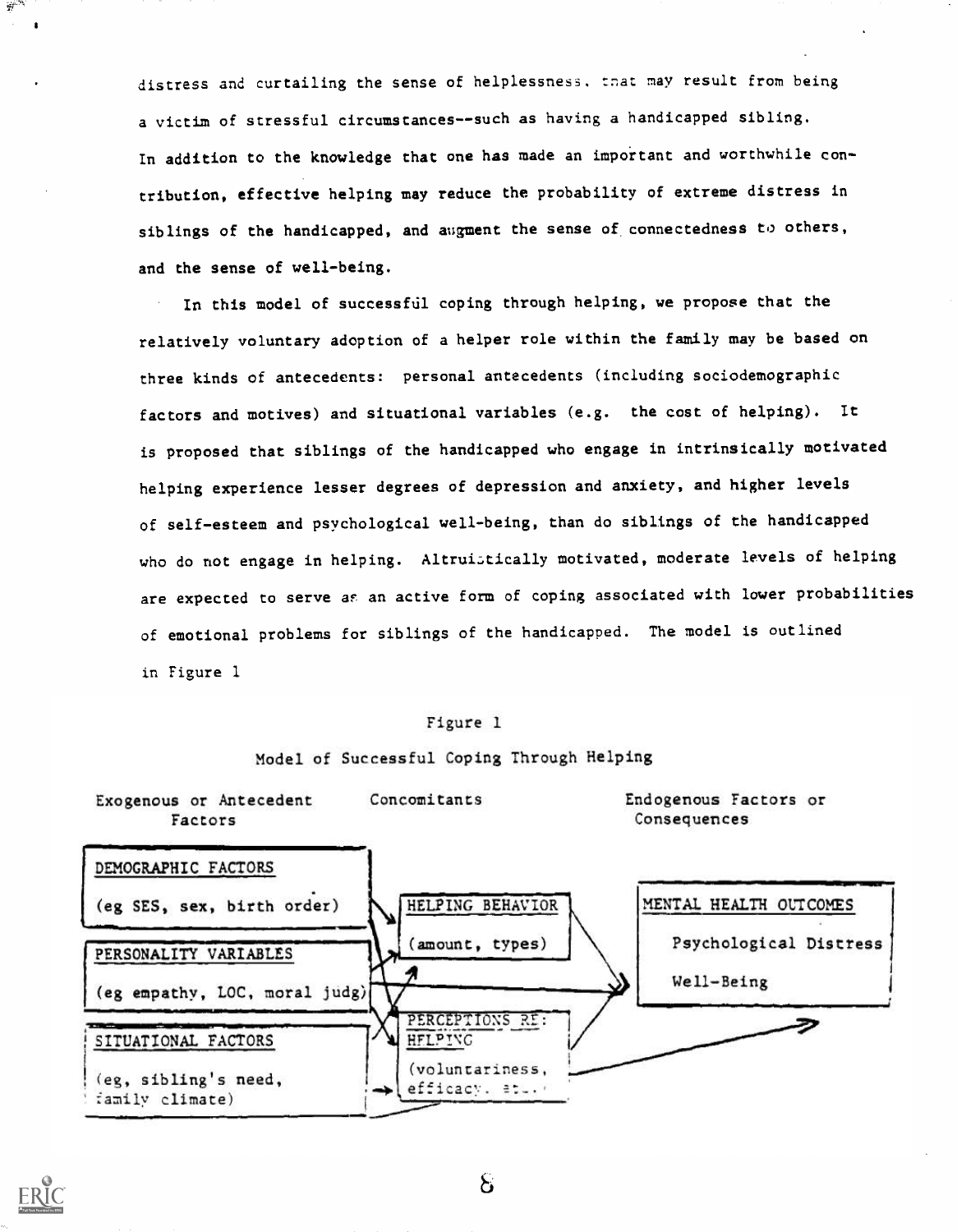distress and curtailing the sense of helplessness that may result from being a victim of stressful circumstances--such as having a handicapped sibling. In addition to the knowledge that one has made an important and worthwhile contribution, effective helping may reduce the probability of extreme distress in siblings of the handicapped, and augment the sense of connectedness to others, and the sense of well-being.

In this model of successful coping through helping, we propose that the relatively voluntary adoption of a helper role within the family may be based on three kinds of antecedents: personal antecedents (including sociodemographic factors and motives) and situational variables (e.g. the cost of helping). It is proposed that siblings of the handicapped who engage in intrinsically motivated helping experience lesser degrees of depression and anxiety, and higher levels of self-esteem and psychological well-being, than do siblings of the handicapped who do not engage in helping. Altruistically motivated, moderate levels of helping are expected to serve as an active form of coping associated with lower probabilities of emotional problems for siblings of the handicapped. The model is outlined in Figure 1

Figure 1

Model of Successful Coping Through Helping

| Exogenous or Antecedent Factors | Concomitants | Endogenous Factors or Consequences |
|---|---|---|
| DEMOGRAPHIC FACTORS (eg SES, sex, birth order) | HELPING BEHAVIOR (amount, types) | MENTAL HEALTH OUTCOMES: Psychological Distress, Well-Being |
| PERSONALITY VARIABLES (eg empathy, LOC, moral judg) | PERCEPTIONS RE: HELPING (voluntariness, efficacy, etc.) | |
| SITUATIONAL FACTORS (eg, sibling's need, family climate) | | |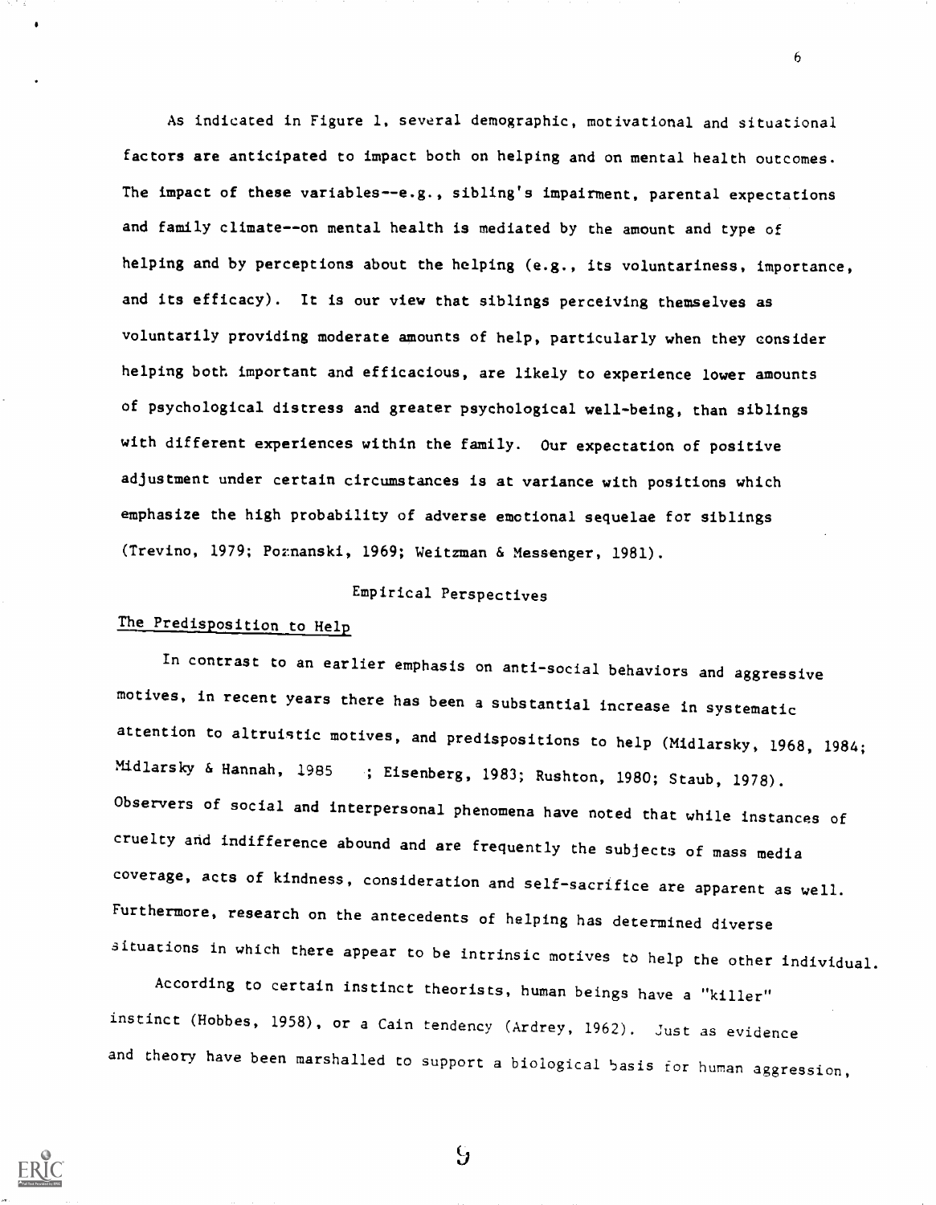As indicated in Figure 1, several demographic, motivational and situational factors are anticipated to impact both on helping and on mental health outcomes. The impact of these variables--e.g., sibling's impairment, parental expectations and family climate--on mental health is mediated by the amount and type of helping and by perceptions about the helping (e.g., its voluntariness, importance, and its efficacy). It is our view that siblings perceiving themselves as voluntarily providing moderate amounts of help, particularly when they consider helping both important and efficacious, are likely to experience lower amounts of psychological distress and greater psychological well-being, than siblings with different experiences within the family. Our expectation of positive adjustment under certain circumstances is at variance with positions which emphasize the high probability of adverse emotional sequelae for siblings (Trevino, 1979; Poznanski, 1969; Weitzman & Messenger, 1981).

## Empirical Perspectives

### The Predisposition to Help

In contrast to an earlier emphasis on anti-social behaviors and aggressive motives, in recent years there has been a substantial increase in systematic attention to altruistic motives, and predispositions to help (Midlarsky, 1968, 1984; Midlarsky & Hannah, 1985 ; Eisenberg, 1983; Rushton, 1980; Staub, 1978). Observers of social and interpersonal phenomena have noted that while instances of cruelty and indifference abound and are frequently the subjects of mass media coverage, acts of kindness, consideration and self-sacrifice are apparent as well. Furthermore, research on the antecedents of helping has determined diverse situations in which there appear to be intrinsic motives to help the other individual.

According to certain instinct theorists, human beings have a "killer" instinct (Hobbes, 1958), or a Cain tendency (Ardrey, 1962). Just as evidence and theory have been marshalled to support a biological basis for human aggression,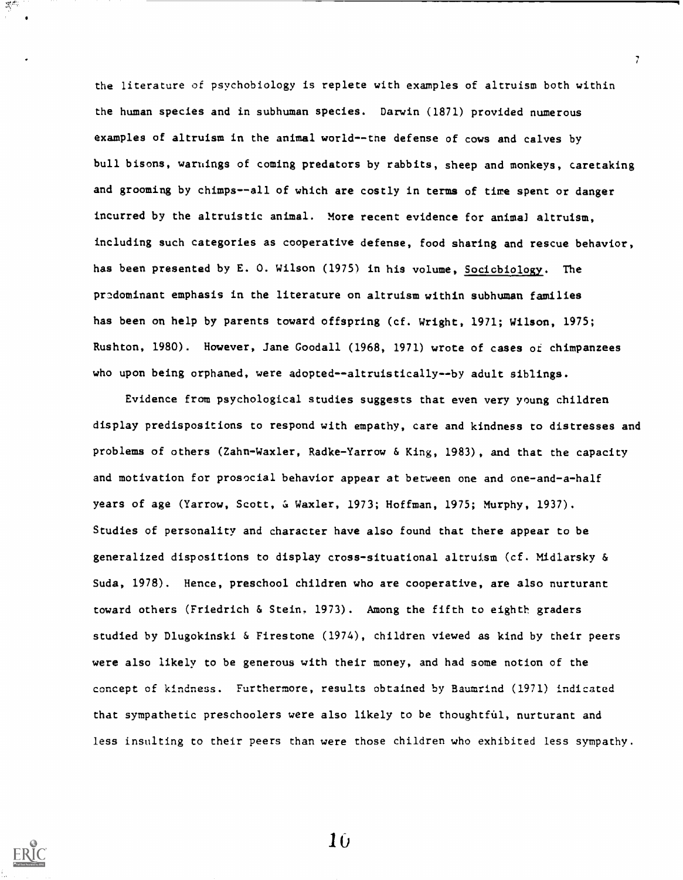the literature of psychobiology is replete with examples of altruism both within the human species and in subhuman species. Darwin (1871) provided numerous examples of altruism in the animal world--the defense of cows and calves by bull bisons, warnings of coming predators by rabbits, sheep and monkeys, caretaking and grooming by chimps--all of which are costly in terms of time spent or danger incurred by the altruistic animal. More recent evidence for animal altruism, including such categories as cooperative defense, food sharing and rescue behavior, has been presented by E. O. Wilson (1975) in his volume, Sociobiology. The predominant emphasis in the literature on altruism within subhuman families has been on help by parents toward offspring (cf. Wright, 1971; Wilson, 1975; Rushton, 1980). However, Jane Goodall (1968, 1971) wrote of cases of chimpanzees who upon being orphaned, were adopted--altruistically--by adult siblings.

Evidence from psychological studies suggests that even very young children display predispositions to respond with empathy, care and kindness to distresses and problems of others (Zahn-Waxler, Radke-Yarrow & King, 1983), and that the capacity and motivation for prosocial behavior appear at between one and one-and-a-half years of age (Yarrow, Scott, & Waxler, 1973; Hoffman, 1975; Murphy, 1937). Studies of personality and character have also found that there appear to be generalized dispositions to display cross-situational altruism (cf. Midlarsky & Suda, 1978). Hence, preschool children who are cooperative, are also nurturant toward others (Friedrich & Stein, 1973). Among the fifth to eighth graders studied by Dlugokinski & Firestone (1974), children viewed as kind by their peers were also likely to be generous with their money, and had some notion of the concept of kindness. Furthermore, results obtained by Baumrind (1971) indicated that sympathetic preschoolers were also likely to be thoughtful, nurturant and less insulting to their peers than were those children who exhibited less sympathy.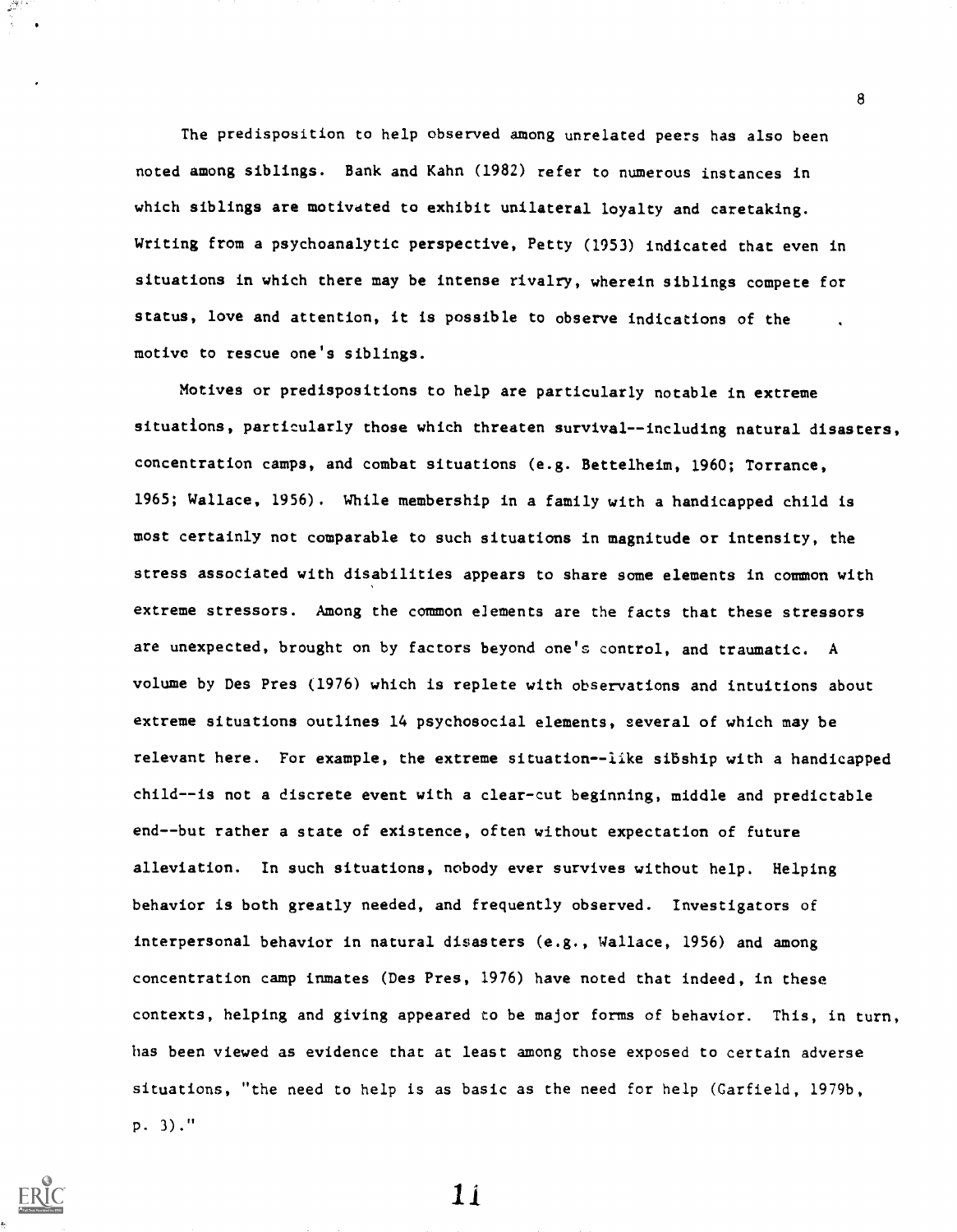The predisposition to help observed among unrelated peers has also been noted among siblings. Bank and Kahn (1982) refer to numerous instances in which siblings are motivated to exhibit unilateral loyalty and caretaking. Writing from a psychoanalytic perspective, Petty (1953) indicated that even in situations in which there may be intense rivalry, wherein siblings compete for status, love and attention, it is possible to observe indications of the motive to rescue one's siblings.

Motives or predispositions to help are particularly notable in extreme situations, particularly those which threaten survival--including natural disasters, concentration camps, and combat situations (e.g. Bettelheim, 1960; Torrance, 1965; Wallace, 1956). While membership in a family with a handicapped child is most certainly not comparable to such situations in magnitude or intensity, the stress associated with disabilities appears to share some elements in common with extreme stressors. Among the common elements are the facts that these stressors are unexpected, brought on by factors beyond one's control, and traumatic. A volume by Des Pres (1976) which is replete with observations and intuitions about extreme situations outlines 14 psychosocial elements, several of which may be relevant here. For example, the extreme situation--like sibship with a handicapped child--is not a discrete event with a clear-cut beginning, middle and predictable end--but rather a state of existence, often without expectation of future alleviation. In such situations, nobody ever survives without help. Helping behavior is both greatly needed, and frequently observed. Investigators of interpersonal behavior in natural disasters (e.g., Wallace, 1956) and among concentration camp inmates (Des Pres, 1976) have noted that indeed, in these contexts, helping and giving appeared to be major forms of behavior. This, in turn, has been viewed as evidence that at least among those exposed to certain adverse situations, "the need to help is as basic as the need for help (Garfield, 1979b, p. 3)."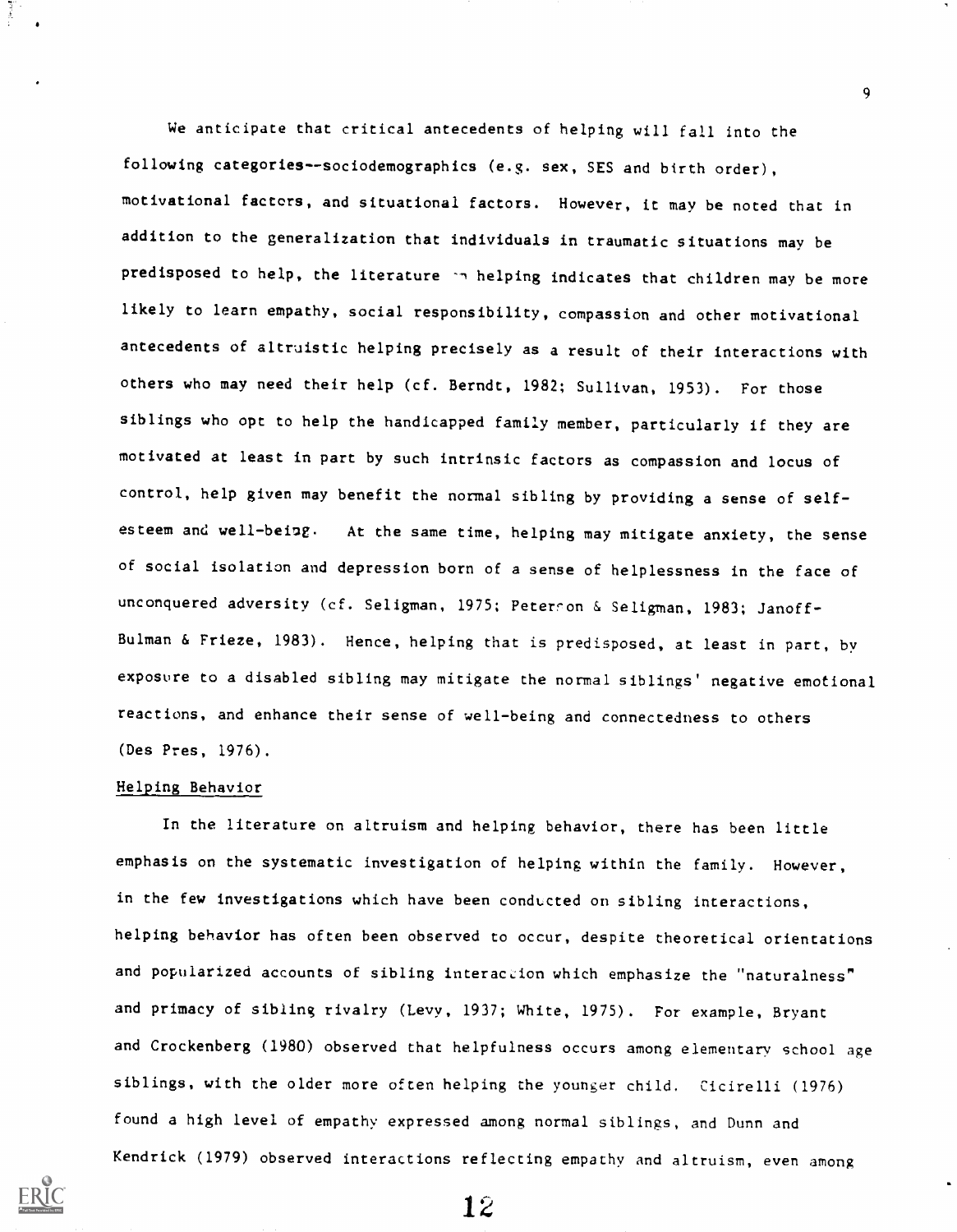We anticipate that critical antecedents of helping will fall into the following categories--sociodemographics (e.g. sex, SES and birth order), motivational factors, and situational factors. However, it may be noted that in addition to the generalization that individuals in traumatic situations may be predisposed to help, the literature on helping indicates that children may be more likely to learn empathy, social responsibility, compassion and other motivational antecedents of altruistic helping precisely as a result of their interactions with others who may need their help (cf. Berndt, 1982; Sullivan, 1953). For those siblings who opt to help the handicapped family member, particularly if they are motivated at least in part by such intrinsic factors as compassion and locus of control, help given may benefit the normal sibling by providing a sense of self-esteem and well-being. At the same time, helping may mitigate anxiety, the sense of social isolation and depression born of a sense of helplessness in the face of unconquered adversity (cf. Seligman, 1975; Peterson & Seligman, 1983; Janoff-Bulman & Frieze, 1983). Hence, helping that is predisposed, at least in part, by exposure to a disabled sibling may mitigate the normal siblings' negative emotional reactions, and enhance their sense of well-being and connectedness to others (Des Pres, 1976).

## Helping Behavior

In the literature on altruism and helping behavior, there has been little emphasis on the systematic investigation of helping within the family. However, in the few investigations which have been conducted on sibling interactions, helping behavior has often been observed to occur, despite theoretical orientations and popularized accounts of sibling interaction which emphasize the "naturalness" and primacy of sibling rivalry (Levy, 1937; White, 1975). For example, Bryant and Crockenberg (1980) observed that helpfulness occurs among elementary school age siblings, with the older more often helping the younger child. Cicirelli (1976) found a high level of empathy expressed among normal siblings, and Dunn and Kendrick (1979) observed interactions reflecting empathy and altruism, even among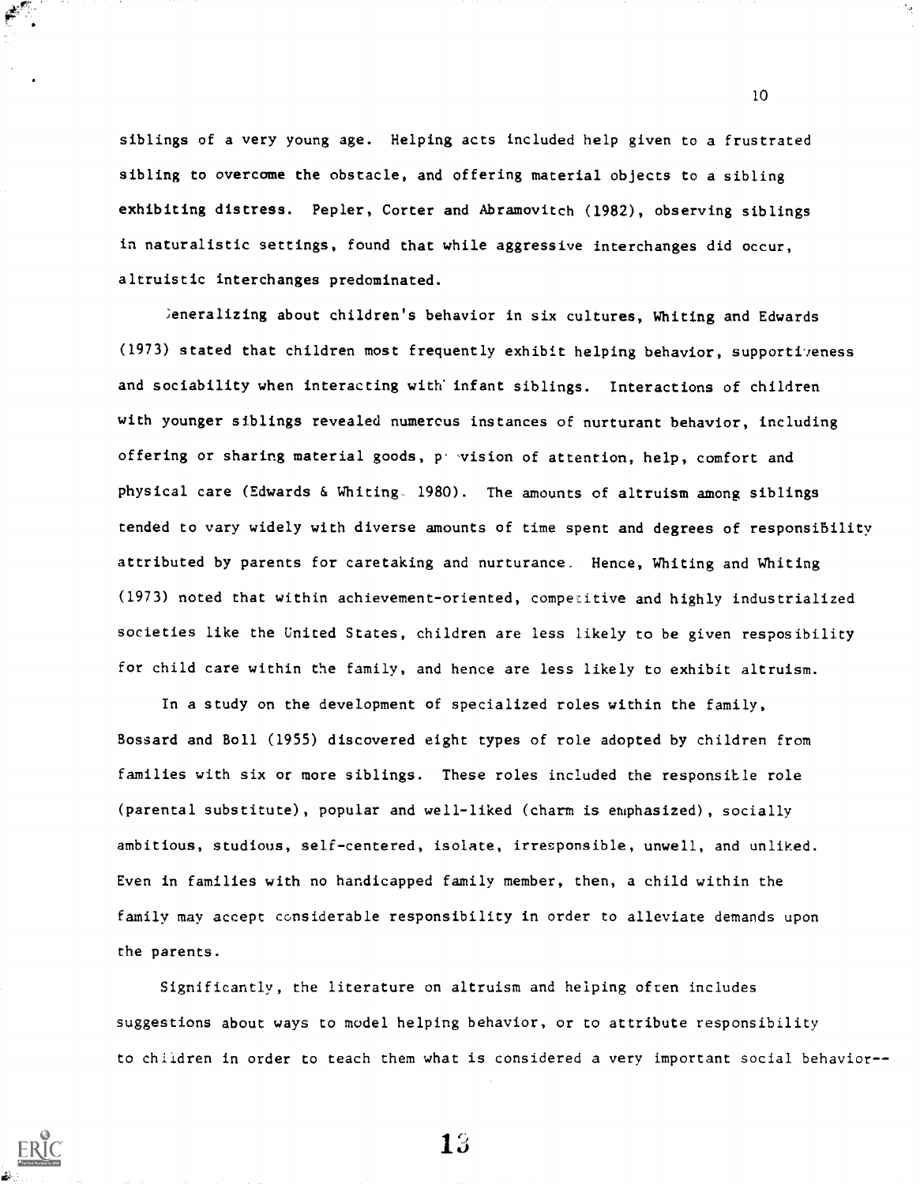siblings of a very young age. Helping acts included help given to a frustrated sibling to overcome the obstacle, and offering material objects to a sibling exhibiting distress. Pepler, Corter and Abramovitch (1982), observing siblings in naturalistic settings, found that while aggressive interchanges did occur, altruistic interchanges predominated.

Generalizing about children's behavior in six cultures, Whiting and Edwards (1973) stated that children most frequently exhibit helping behavior, supportiveness and sociability when interacting with infant siblings. Interactions of children with younger siblings revealed numerous instances of nurturant behavior, including offering or sharing material goods, provision of attention, help, comfort and physical care (Edwards & Whiting, 1980). The amounts of altruism among siblings tended to vary widely with diverse amounts of time spent and degrees of responsibility attributed by parents for caretaking and nurturance. Hence, Whiting and Whiting (1973) noted that within achievement-oriented, competitive and highly industrialized societies like the United States, children are less likely to be given resposibility for child care within the family, and hence are less likely to exhibit altruism.

In a study on the development of specialized roles within the family, Bossard and Boll (1955) discovered eight types of role adopted by children from families with six or more siblings. These roles included the responsible role (parental substitute), popular and well-liked (charm is emphasized), socially ambitious, studious, self-centered, isolate, irresponsible, unwell, and unliked. Even in families with no handicapped family member, then, a child within the family may accept considerable responsibility in order to alleviate demands upon the parents.

Significantly, the literature on altruism and helping often includes suggestions about ways to model helping behavior, or to attribute responsibility to children in order to teach them what is considered a very important social behavior--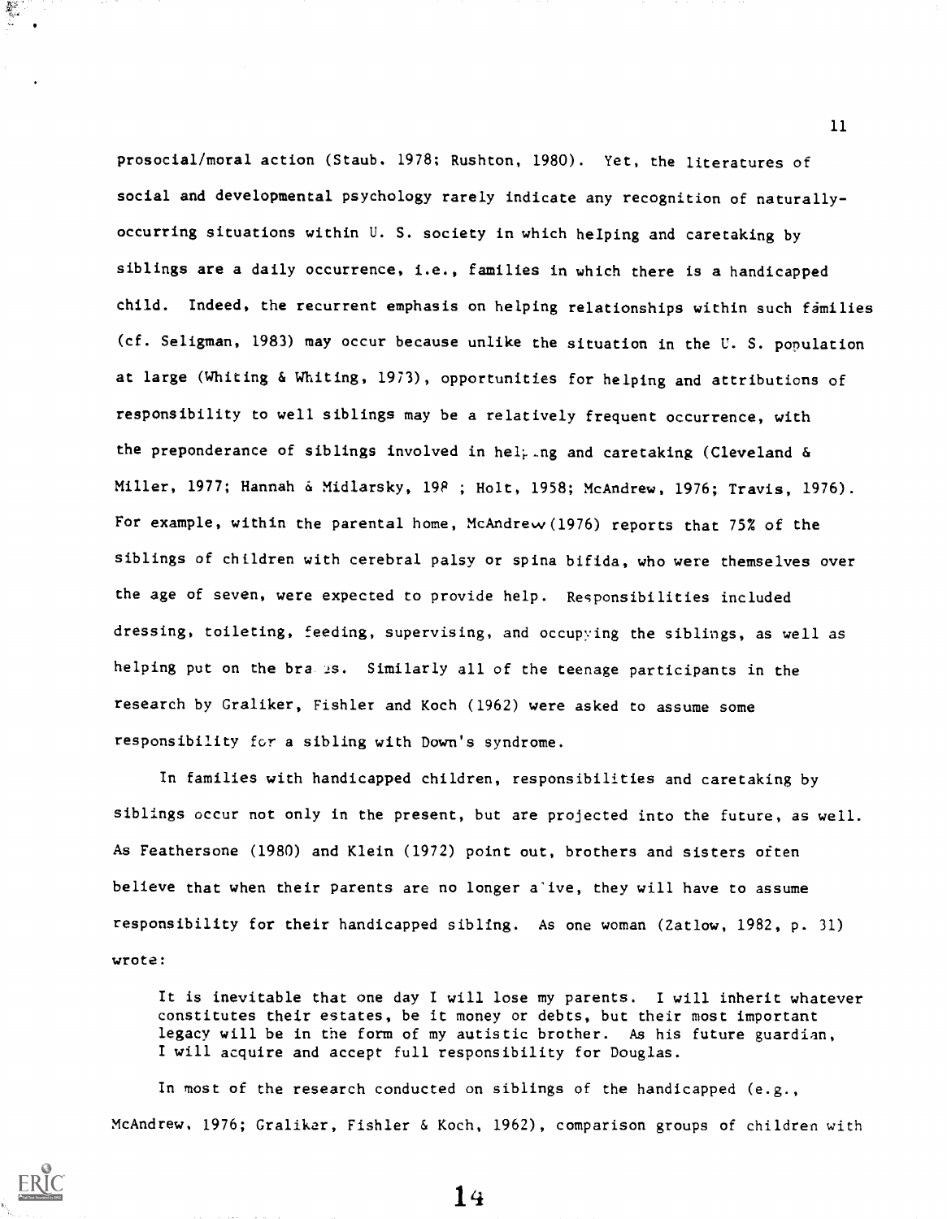prosocial/moral action (Staub, 1978; Rushton, 1980). Yet, the literatures of social and developmental psychology rarely indicate any recognition of naturally-occurring situations within U. S. society in which helping and caretaking by siblings are a daily occurrence, i.e., families in which there is a handicapped child. Indeed, the recurrent emphasis on helping relationships within such families (cf. Seligman, 1983) may occur because unlike the situation in the U. S. population at large (Whiting & Whiting, 1973), opportunities for helping and attributions of responsibility to well siblings may be a relatively frequent occurrence, with the preponderance of siblings involved in helping and caretaking (Cleveland & Miller, 1977; Hannah & Midlarsky, 198 ; Holt, 1958; McAndrew, 1976; Travis, 1976). For example, within the parental home, McAndrew (1976) reports that 75% of the siblings of children with cerebral palsy or spina bifida, who were themselves over the age of seven, were expected to provide help. Responsibilities included dressing, toileting, feeding, supervising, and occupying the siblings, as well as helping put on the braces. Similarly all of the teenage participants in the research by Graliker, Fishler and Koch (1962) were asked to assume some responsibility for a sibling with Down's syndrome.

In families with handicapped children, responsibilities and caretaking by siblings occur not only in the present, but are projected into the future, as well. As Feathersone (1980) and Klein (1972) point out, brothers and sisters often believe that when their parents are no longer alive, they will have to assume responsibility for their handicapped sibling. As one woman (Zatlow, 1982, p. 31) wrote:

> It is inevitable that one day I will lose my parents. I will inherit whatever constitutes their estates, be it money or debts, but their most important legacy will be in the form of my autistic brother. As his future guardian, I will acquire and accept full responsibility for Douglas.

In most of the research conducted on siblings of the handicapped (e.g., McAndrew, 1976; Graliker, Fishler & Koch, 1962), comparison groups of children with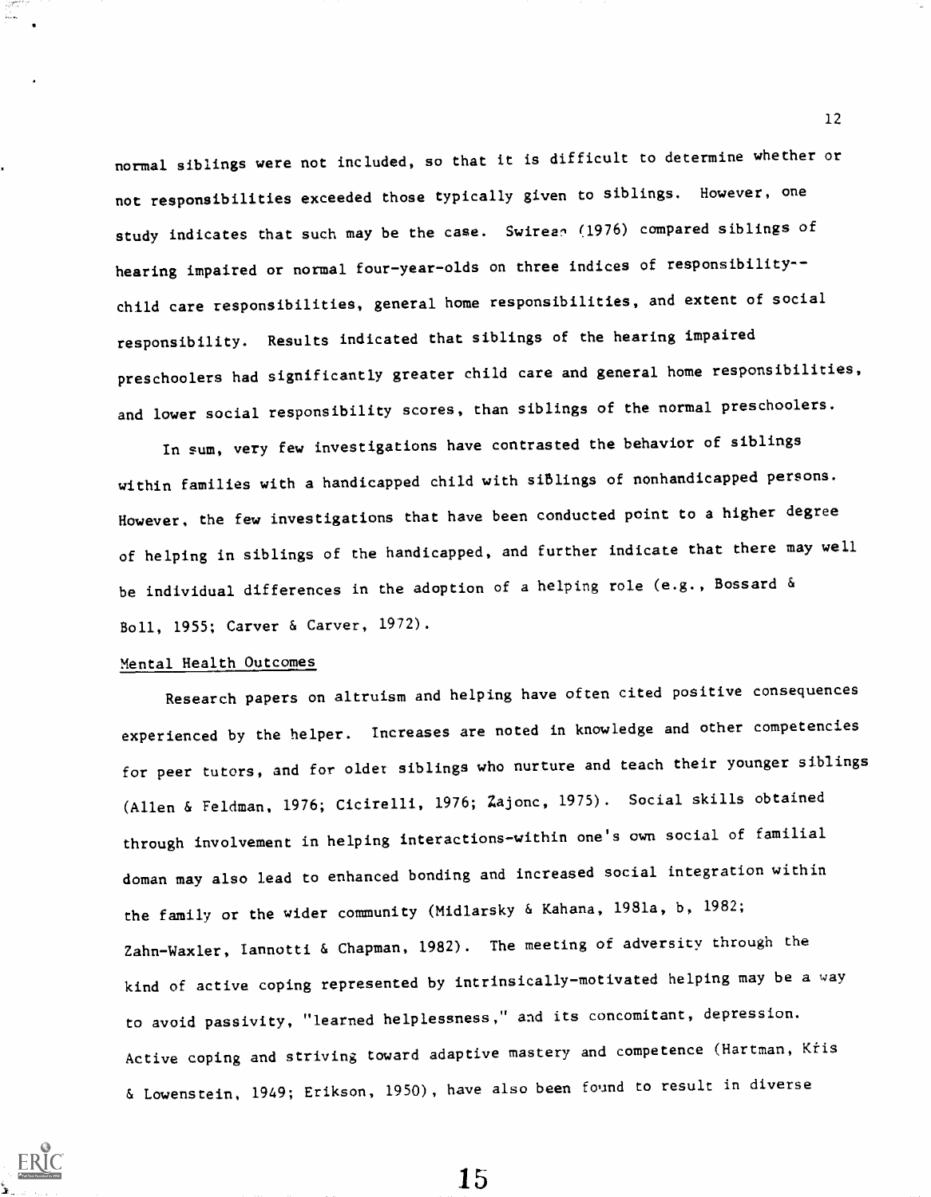normal siblings were not included, so that it is difficult to determine whether or not responsibilities exceeded those typically given to siblings. However, one study indicates that such may be the case. Swirean (1976) compared siblings of hearing impaired or normal four-year-olds on three indices of responsibility--child care responsibilities, general home responsibilities, and extent of social responsibility. Results indicated that siblings of the hearing impaired preschoolers had significantly greater child care and general home responsibilities, and lower social responsibility scores, than siblings of the normal preschoolers.

In sum, very few investigations have contrasted the behavior of siblings within families with a handicapped child with siblings of nonhandicapped persons. However, the few investigations that have been conducted point to a higher degree of helping in siblings of the handicapped, and further indicate that there may well be individual differences in the adoption of a helping role (e.g., Bossard & Boll, 1955; Carver & Carver, 1972).

## Mental Health Outcomes

Research papers on altruism and helping have often cited positive consequences experienced by the helper. Increases are noted in knowledge and other competencies for peer tutors, and for older siblings who nurture and teach their younger siblings (Allen & Feldman, 1976; Cicirelli, 1976; Zajonc, 1975). Social skills obtained through involvement in helping interactions-within one's own social of familial doman may also lead to enhanced bonding and increased social integration within the family or the wider community (Midlarsky & Kahana, 1981a, b, 1982; Zahn-Waxler, Iannotti & Chapman, 1982). The meeting of adversity through the kind of active coping represented by intrinsically-motivated helping may be a way to avoid passivity, "learned helplessness," and its concomitant, depression. Active coping and striving toward adaptive mastery and competence (Hartman, Kris & Lowenstein, 1949; Erikson, 1950), have also been found to result in diverse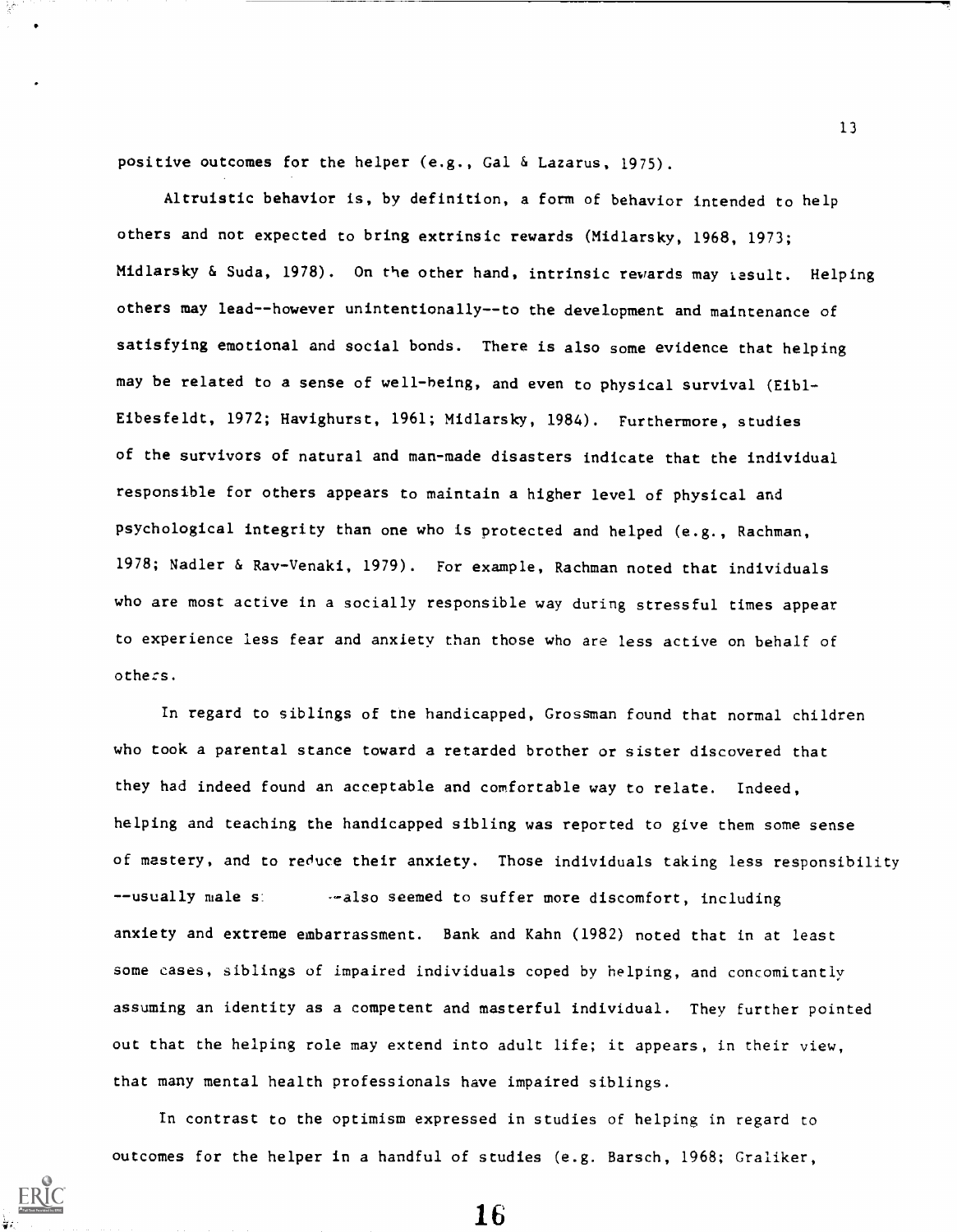positive outcomes for the helper (e.g., Gal & Lazarus, 1975).

Altruistic behavior is, by definition, a form of behavior intended to help others and not expected to bring extrinsic rewards (Midlarsky, 1968, 1973; Midlarsky & Suda, 1978). On the other hand, intrinsic rewards may result. Helping others may lead--however unintentionally--to the development and maintenance of satisfying emotional and social bonds. There is also some evidence that helping may be related to a sense of well-being, and even to physical survival (Eibl-Eibesfeldt, 1972; Havighurst, 1961; Midlarsky, 1984). Furthermore, studies of the survivors of natural and man-made disasters indicate that the individual responsible for others appears to maintain a higher level of physical and psychological integrity than one who is protected and helped (e.g., Rachman, 1978; Nadler & Rav-Venaki, 1979). For example, Rachman noted that individuals who are most active in a socially responsible way during stressful times appear to experience less fear and anxiety than those who are less active on behalf of others.

In regard to siblings of the handicapped, Grossman found that normal children who took a parental stance toward a retarded brother or sister discovered that they had indeed found an acceptable and comfortable way to relate. Indeed, helping and teaching the handicapped sibling was reported to give them some sense of mastery, and to reduce their anxiety. Those individuals taking less responsibility --usually male s --also seemed to suffer more discomfort, including anxiety and extreme embarrassment. Bank and Kahn (1982) noted that in at least some cases, siblings of impaired individuals coped by helping, and concomitantly assuming an identity as a competent and masterful individual. They further pointed out that the helping role may extend into adult life; it appears, in their view, that many mental health professionals have impaired siblings.

In contrast to the optimism expressed in studies of helping in regard to outcomes for the helper in a handful of studies (e.g. Barsch, 1968; Graliker,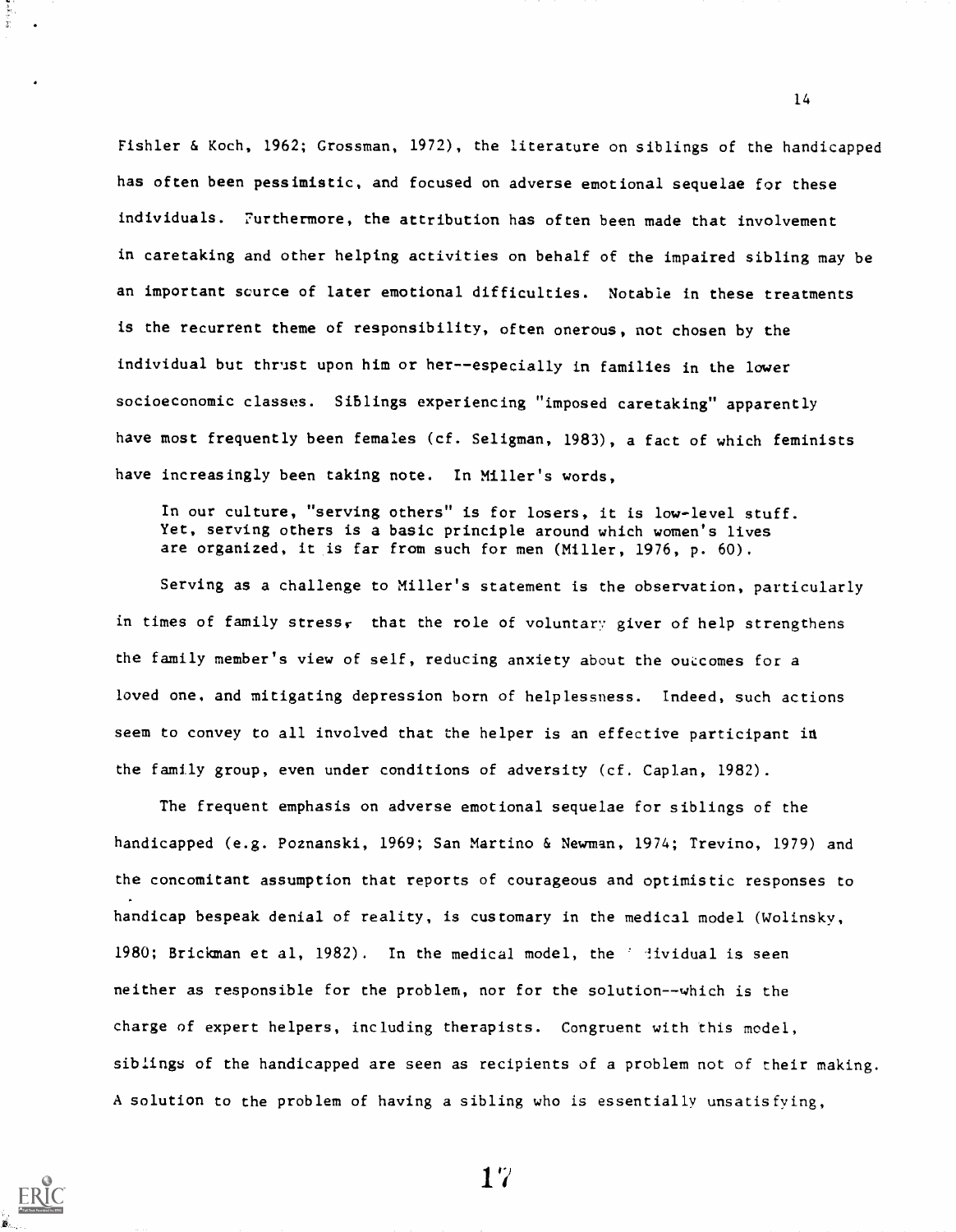Fishler & Koch, 1962; Grossman, 1972), the literature on siblings of the handicapped has often been pessimistic, and focused on adverse emotional sequelae for these individuals. Furthermore, the attribution has often been made that involvement in caretaking and other helping activities on behalf of the impaired sibling may be an important source of later emotional difficulties. Notable in these treatments is the recurrent theme of responsibility, often onerous, not chosen by the individual but thrust upon him or her--especially in families in the lower socioeconomic classes. Siblings experiencing "imposed caretaking" apparently have most frequently been females (cf. Seligman, 1983), a fact of which feminists have increasingly been taking note. In Miller's words,

> In our culture, "serving others" is for losers, it is low-level stuff. Yet, serving others is a basic principle around which women's lives are organized, it is far from such for men (Miller, 1976, p. 60).

Serving as a challenge to Miller's statement is the observation, particularly in times of family stress, that the role of voluntary giver of help strengthens the family member's view of self, reducing anxiety about the outcomes for a loved one, and mitigating depression born of helplessness. Indeed, such actions seem to convey to all involved that the helper is an effective participant in the family group, even under conditions of adversity (cf. Caplan, 1982).

The frequent emphasis on adverse emotional sequelae for siblings of the handicapped (e.g. Poznanski, 1969; San Martino & Newman, 1974; Trevino, 1979) and the concomitant assumption that reports of courageous and optimistic responses to handicap bespeak denial of reality, is customary in the medical model (Wolinsky, 1980; Brickman et al, 1982). In the medical model, the individual is seen neither as responsible for the problem, nor for the solution--which is the charge of expert helpers, including therapists. Congruent with this model, siblings of the handicapped are seen as recipients of a problem not of their making. A solution to the problem of having a sibling who is essentially unsatisfying,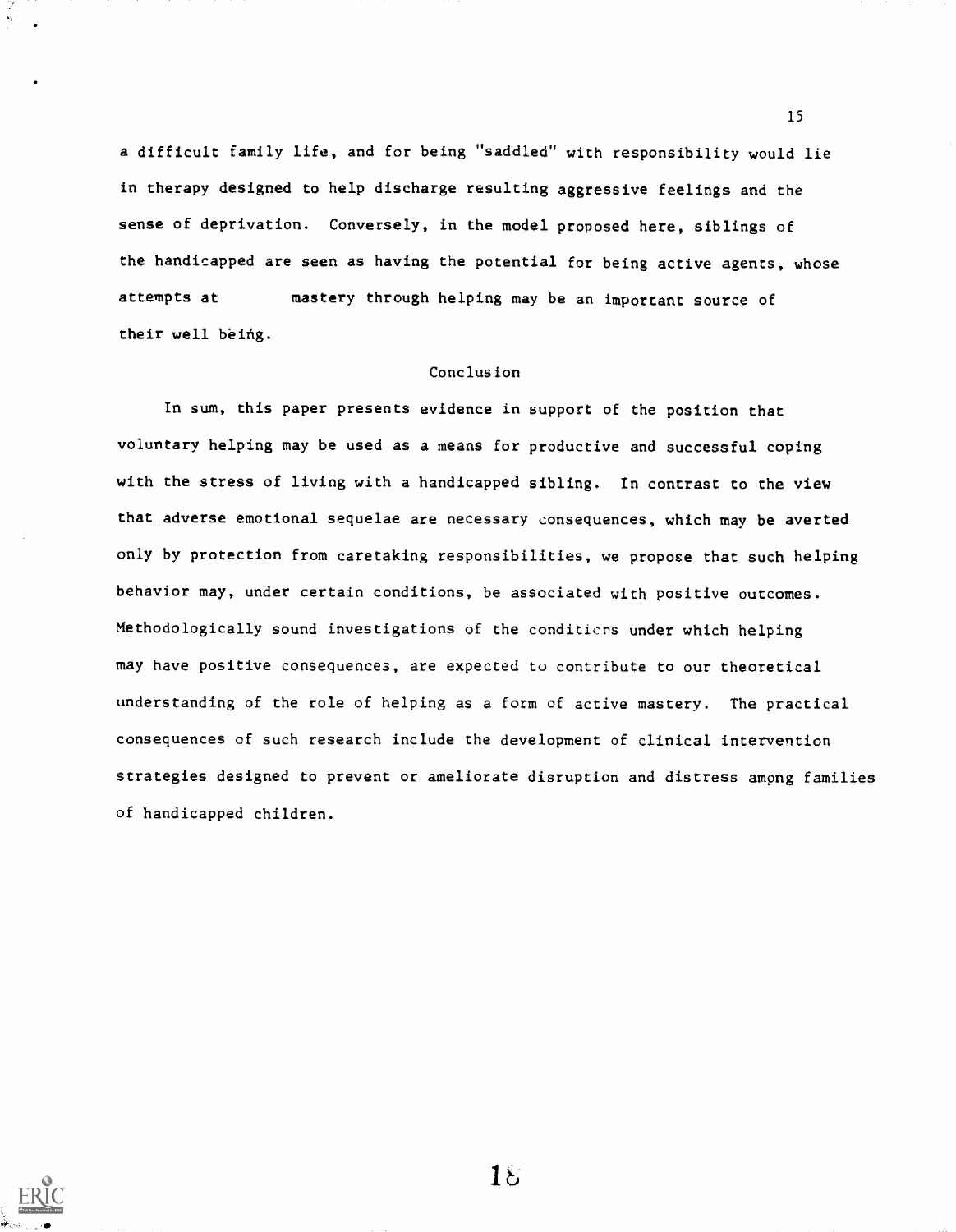a difficult family life, and for being "saddled" with responsibility would lie in therapy designed to help discharge resulting aggressive feelings and the sense of deprivation. Conversely, in the model proposed here, siblings of the handicapped are seen as having the potential for being active agents, whose attempts at mastery through helping may be an important source of their well being.

## Conclusion

In sum, this paper presents evidence in support of the position that voluntary helping may be used as a means for productive and successful coping with the stress of living with a handicapped sibling. In contrast to the view that adverse emotional sequelae are necessary consequences, which may be averted only by protection from caretaking responsibilities, we propose that such helping behavior may, under certain conditions, be associated with positive outcomes. Methodologically sound investigations of the conditions under which helping may have positive consequences, are expected to contribute to our theoretical understanding of the role of helping as a form of active mastery. The practical consequences of such research include the development of clinical intervention strategies designed to prevent or ameliorate disruption and distress among families of handicapped children.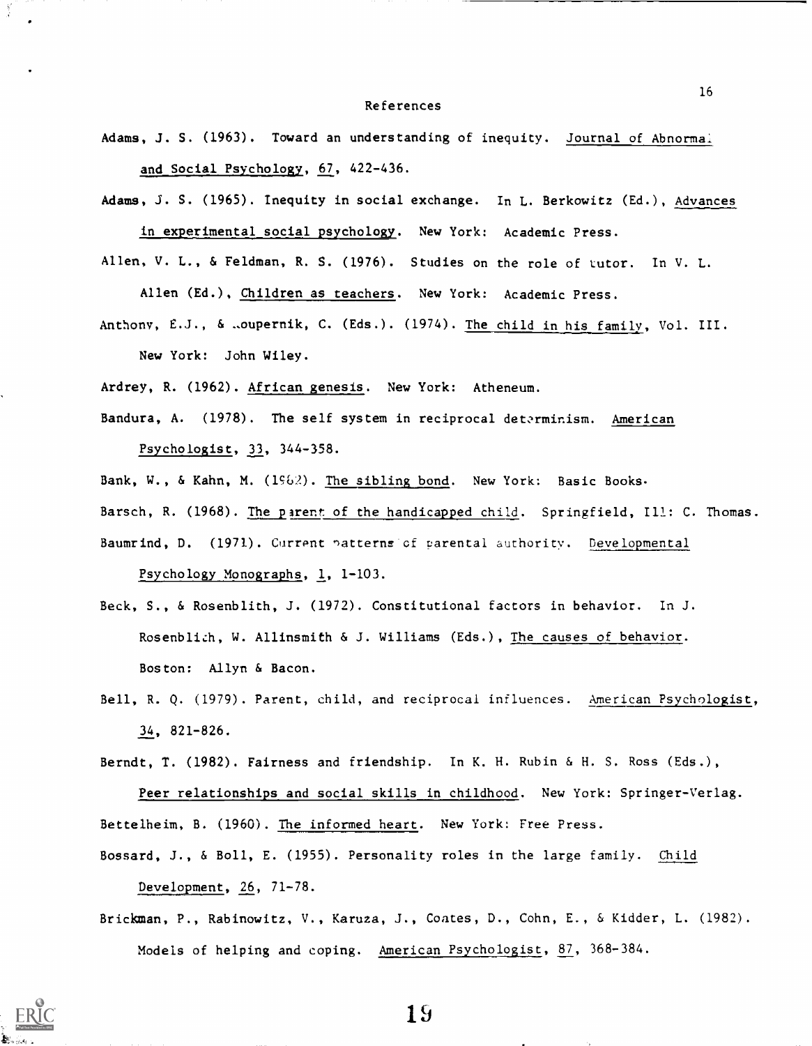# References

Adams, J. S. (1963). Toward an understanding of inequity. Journal of Abnormal and Social Psychology, 67, 422-436.

Adams, J. S. (1965). Inequity in social exchange. In L. Berkowitz (Ed.), Advances in experimental social psychology. New York: Academic Press.

Allen, V. L., & Feldman, R. S. (1976). Studies on the role of tutor. In V. L. Allen (Ed.), Children as teachers. New York: Academic Press.

Anthony, E.J., & Koupernik, C. (Eds.). (1974). The child in his family, Vol. III. New York: John Wiley.

Ardrey, R. (1962). African genesis. New York: Atheneum.

Bandura, A. (1978). The self system in reciprocal determinism. American Psychologist, 33, 344-358.

Bank, W., & Kahn, M. (1982). The sibling bond. New York: Basic Books.

Barsch, R. (1968). The parent of the handicapped child. Springfield, Ill: C. Thomas.

Baumrind, D. (1971). Current patterns of parental authority. Developmental Psychology Monographs, 1, 1-103.

Beck, S., & Rosenblith, J. (1972). Constitutional factors in behavior. In J. Rosenblith, W. Allinsmith & J. Williams (Eds.), The causes of behavior. Boston: Allyn & Bacon.

Bell, R. Q. (1979). Parent, child, and reciprocal influences. American Psychologist, 34, 821-826.

Berndt, T. (1982). Fairness and friendship. In K. H. Rubin & H. S. Ross (Eds.), Peer relationships and social skills in childhood. New York: Springer-Verlag.

Bettelheim, B. (1960). The informed heart. New York: Free Press.

Bossard, J., & Boll, E. (1955). Personality roles in the large family. Child Development, 26, 71-78.

Brickman, P., Rabinowitz, V., Karuza, J., Coates, D., Cohn, E., & Kidder, L. (1982). Models of helping and coping. American Psychologist, 87, 368-384.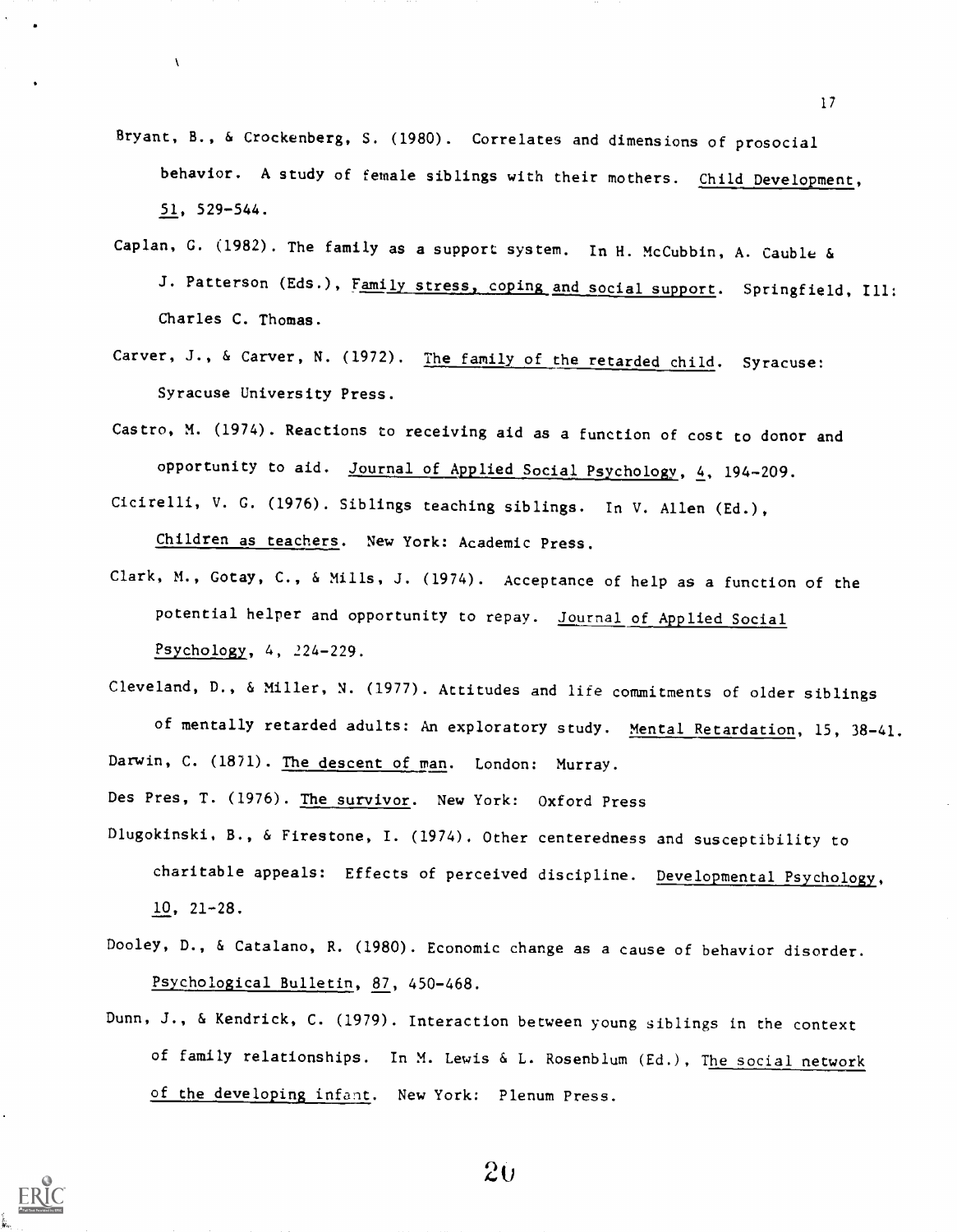Bryant, B., & Crockenberg, S. (1980). Correlates and dimensions of prosocial behavior. A study of female siblings with their mothers. Child Development, 51, 529-544.

Caplan, G. (1982). The family as a support system. In H. McCubbin, A. Cauble & J. Patterson (Eds.), Family stress, coping and social support. Springfield, Ill: Charles C. Thomas.

Carver, J., & Carver, N. (1972). The family of the retarded child. Syracuse: Syracuse University Press.

Castro, M. (1974). Reactions to receiving aid as a function of cost to donor and opportunity to aid. Journal of Applied Social Psychology, 4, 194-209.

Cicirelli, V. G. (1976). Siblings teaching siblings. In V. Allen (Ed.), Children as teachers. New York: Academic Press.

Clark, M., Gotay, C., & Mills, J. (1974). Acceptance of help as a function of the potential helper and opportunity to repay. Journal of Applied Social Psychology, 4, 224-229.

Cleveland, D., & Miller, N. (1977). Attitudes and life commitments of older siblings of mentally retarded adults: An exploratory study. Mental Retardation, 15, 38-41.

Darwin, C. (1871). The descent of man. London: Murray.

Des Pres, T. (1976). The survivor. New York: Oxford Press

Dlugokinski, B., & Firestone, I. (1974). Other centeredness and susceptibility to charitable appeals: Effects of perceived discipline. Developmental Psychology, 10, 21-28.

Dooley, D., & Catalano, R. (1980). Economic change as a cause of behavior disorder. Psychological Bulletin, 87, 450-468.

Dunn, J., & Kendrick, C. (1979). Interaction between young siblings in the context of family relationships. In M. Lewis & L. Rosenblum (Ed.), The social network of the developing infant. New York: Plenum Press.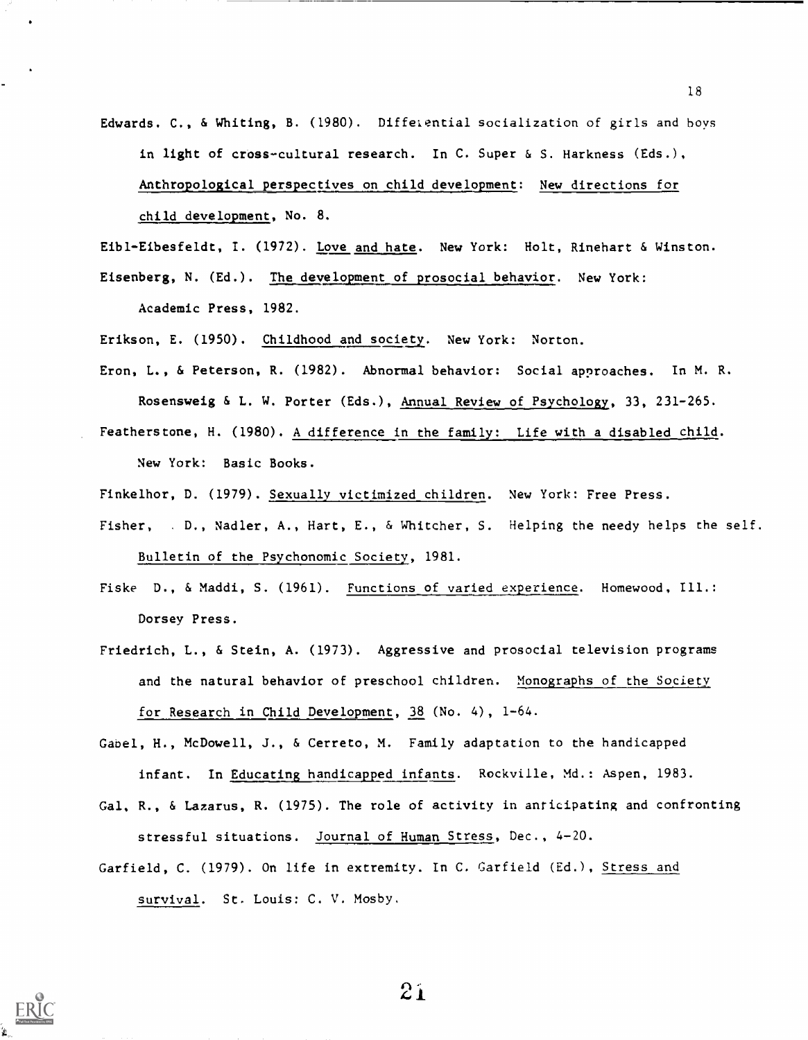Edwards. C., & Whiting, B. (1980). Differential socialization of girls and boys in light of cross-cultural research. In C. Super & S. Harkness (Eds.), Anthropological perspectives on child development: New directions for child development, No. 8.

Eibl-Eibesfeldt, I. (1972). Love and hate. New York: Holt, Rinehart & Winston.

Eisenberg, N. (Ed.). The development of prosocial behavior. New York: Academic Press, 1982.

Erikson, E. (1950). Childhood and society. New York: Norton.

Eron, L., & Peterson, R. (1982). Abnormal behavior: Social approaches. In M. R. Rosensweig & L. W. Porter (Eds.), Annual Review of Psychology, 33, 231-265.

Featherstone, H. (1980). A difference in the family: Life with a disabled child. New York: Basic Books.

Finkelhor, D. (1979). Sexually victimized children. New York: Free Press.

Fisher, . D., Nadler, A., Hart, E., & Whitcher, S. Helping the needy helps the self. Bulletin of the Psychonomic Society, 1981.

Fiske D., & Maddi, S. (1961). Functions of varied experience. Homewood, Ill.: Dorsey Press.

Friedrich, L., & Stein, A. (1973). Aggressive and prosocial television programs and the natural behavior of preschool children. Monographs of the Society for Research in Child Development, 38 (No. 4), 1-64.

Gabel, H., McDowell, J., & Cerreto, M. Family adaptation to the handicapped infant. In Educating handicapped infants. Rockville, Md.: Aspen, 1983.

Gal, R., & Lazarus, R. (1975). The role of activity in anticipating and confronting stressful situations. Journal of Human Stress, Dec., 4-20.

Garfield, C. (1979). On life in extremity. In C. Garfield (Ed.), Stress and survival. St. Louis: C. V. Mosby.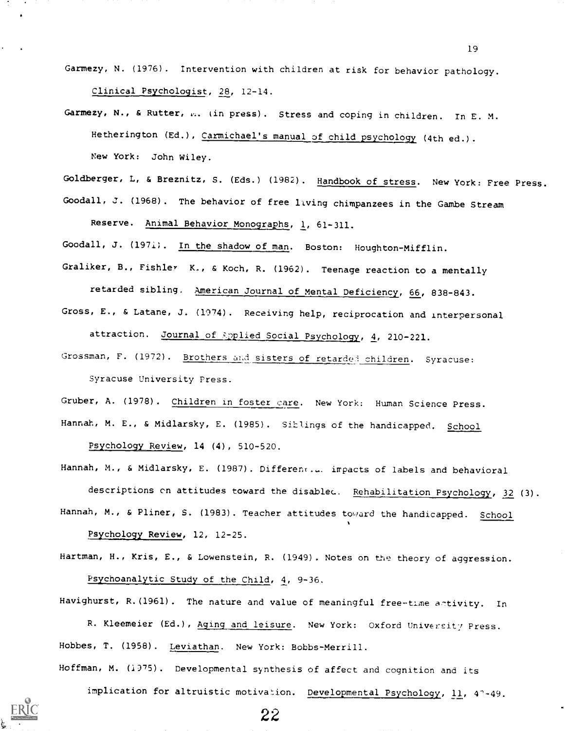Garmezy, N. (1976). Intervention with children at risk for behavior pathology. Clinical Psychologist, 28, 12-14.

Garmezy, N., & Rutter, M. (in press). Stress and coping in children. In E. M. Hetherington (Ed.), Carmichael's manual of child psychology (4th ed.). New York: John Wiley.

Goldberger, L, & Breznitz, S. (Eds.) (1982). Handbook of stress. New York: Free Press.

Goodall, J. (1968). The behavior of free living chimpanzees in the Gambe Stream Reserve. Animal Behavior Monographs, 1, 61-311.

Goodall, J. (1971). In the shadow of man. Boston: Houghton-Mifflin.

Graliker, B., Fishler K., & Koch, R. (1962). Teenage reaction to a mentally retarded sibling. American Journal of Mental Deficiency, 66, 838-843.

Gross, E., & Latane, J. (1974). Receiving help, reciprocation and interpersonal attraction. Journal of Applied Social Psychology, 4, 210-221.

Grossman, F. (1972). Brothers and sisters of retarded children. Syracuse: Syracuse University Press.

Gruber, A. (1978). Children in foster care. New York: Human Science Press.

Hannah, M. E., & Midlarsky, E. (1985). Siblings of the handicapped. School Psychology Review, 14 (4), 510-520.

Hannah, M., & Midlarsky, E. (1987). Differential impacts of labels and behavioral descriptions on attitudes toward the disabled. Rehabilitation Psychology, 32 (3).

Hannah, M., & Pliner, S. (1983). Teacher attitudes toward the handicapped. School Psychology Review, 12, 12-25.

Hartman, H., Kris, E., & Lowenstein, R. (1949). Notes on the theory of aggression. Psychoanalytic Study of the Child, 4, 9-36.

Havighurst, R.(1961). The nature and value of meaningful free-time activity. In R. Kleemeier (Ed.), Aging and leisure. New York: Oxford University Press.

Hobbes, T. (1958). Leviathan. New York: Bobbs-Merrill.

Hoffman, M. (1975). Developmental synthesis of affect and cognition and its implication for altruistic motivation. Developmental Psychology, 11, 4?-49.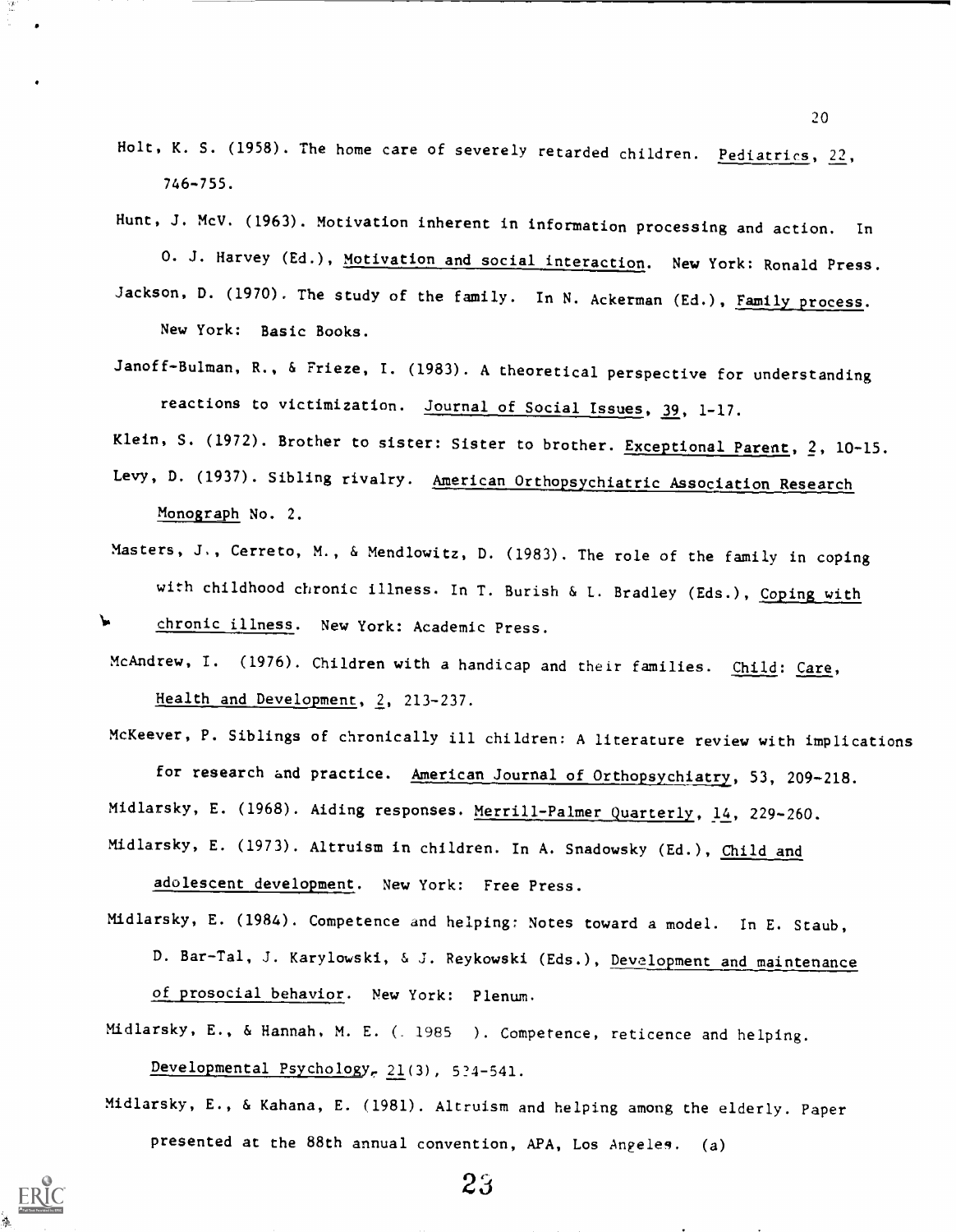Holt, K. S. (1958). The home care of severely retarded children. Pediatrics, 22, 746-755.

Hunt, J. McV. (1963). Motivation inherent in information processing and action. In O. J. Harvey (Ed.), Motivation and social interaction. New York: Ronald Press.

Jackson, D. (1970). The study of the family. In N. Ackerman (Ed.), Family process. New York: Basic Books.

Janoff-Bulman, R., & Frieze, I. (1983). A theoretical perspective for understanding reactions to victimization. Journal of Social Issues, 39, 1-17.

Klein, S. (1972). Brother to sister: Sister to brother. Exceptional Parent, 2, 10-15.

Levy, D. (1937). Sibling rivalry. American Orthopsychiatric Association Research Monograph No. 2.

Masters, J., Cerreto, M., & Mendlowitz, D. (1983). The role of the family in coping with childhood chronic illness. In T. Burish & L. Bradley (Eds.), Coping with chronic illness. New York: Academic Press.

McAndrew, I. (1976). Children with a handicap and their families. Child: Care, Health and Development, 2, 213-237.

McKeever, P. Siblings of chronically ill children: A literature review with implications for research and practice. American Journal of Orthopsychiatry, 53, 209-218.

Midlarsky, E. (1968). Aiding responses. Merrill-Palmer Quarterly, 14, 229-260.

Midlarsky, E. (1973). Altruism in children. In A. Snadowsky (Ed.), Child and adolescent development. New York: Free Press.

Midlarsky, E. (1984). Competence and helping: Notes toward a model. In E. Staub, D. Bar-Tal, J. Karylowski, & J. Reykowski (Eds.), Development and maintenance of prosocial behavior. New York: Plenum.

Midlarsky, E., & Hannah, M. E. ( 1985 ). Competence, reticence and helping. Developmental Psychology, 21(3), 534-541.

Midlarsky, E., & Kahana, E. (1981). Altruism and helping among the elderly. Paper presented at the 88th annual convention, APA, Los Angeles. (a)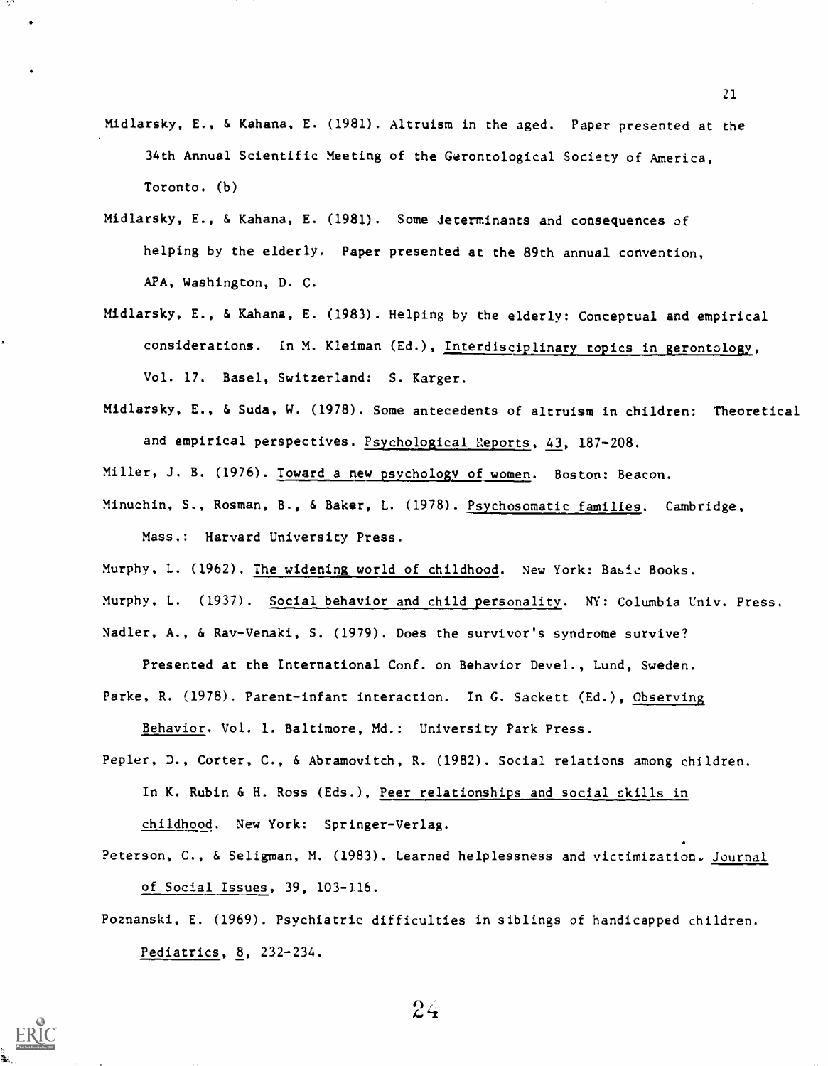Midlarsky, E., & Kahana, E. (1981). Altruism in the aged. Paper presented at the 34th Annual Scientific Meeting of the Gerontological Society of America, Toronto. (b)

Midlarsky, E., & Kahana, E. (1981). Some determinants and consequences of helping by the elderly. Paper presented at the 89th annual convention, APA, Washington, D. C.

Midlarsky, E., & Kahana, E. (1983). Helping by the elderly: Conceptual and empirical considerations. In M. Kleiman (Ed.), Interdisciplinary topics in gerontology, Vol. 17. Basel, Switzerland: S. Karger.

Midlarsky, E., & Suda, W. (1978). Some antecedents of altruism in children: Theoretical and empirical perspectives. Psychological Reports, 43, 187-208.

Miller, J. B. (1976). Toward a new psychology of women. Boston: Beacon.

Minuchin, S., Rosman, B., & Baker, L. (1978). Psychosomatic families. Cambridge, Mass.: Harvard University Press.

Murphy, L. (1962). The widening world of childhood. New York: Basic Books.

Murphy, L. (1937). Social behavior and child personality. NY: Columbia Univ. Press.

Nadler, A., & Rav-Venaki, S. (1979). Does the survivor's syndrome survive? Presented at the International Conf. on Behavior Devel., Lund, Sweden.

Parke, R. (1978). Parent-infant interaction. In G. Sackett (Ed.), Observing Behavior. Vol. 1. Baltimore, Md.: University Park Press.

Pepler, D., Corter, C., & Abramovitch, R. (1982). Social relations among children. In K. Rubin & H. Ross (Eds.), Peer relationships and social skills in childhood. New York: Springer-Verlag.

Peterson, C., & Seligman, M. (1983). Learned helplessness and victimization. Journal of Social Issues, 39, 103-116.

Poznanski, E. (1969). Psychiatric difficulties in siblings of handicapped children. Pediatrics, 8, 232-234.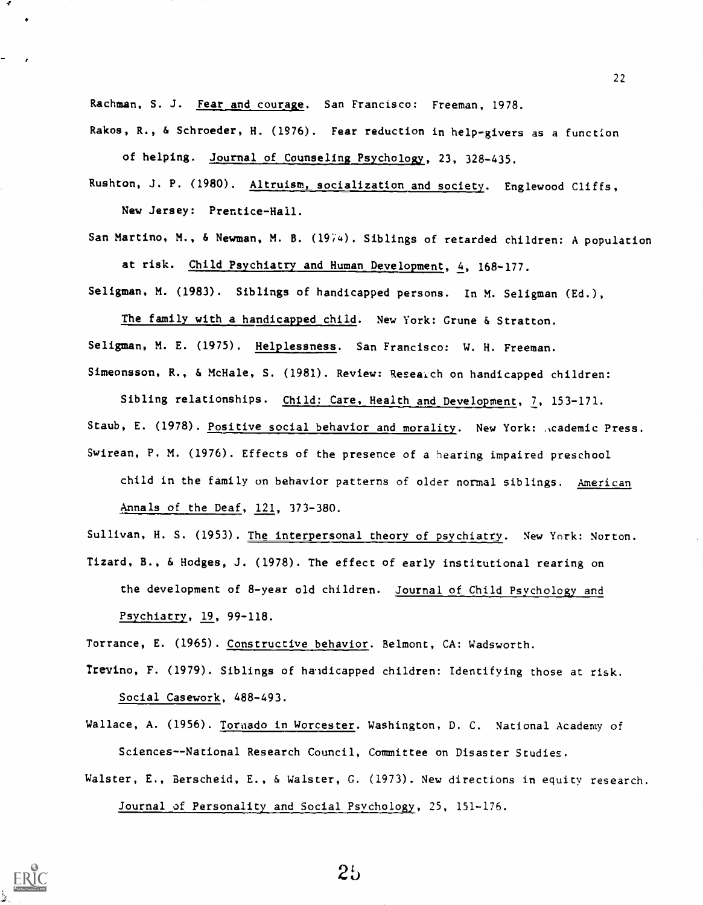Rachman, S. J. Fear and courage. San Francisco: Freeman, 1978.

Rakos, R., & Schroeder, H. (1976). Fear reduction in help-givers as a function of helping. Journal of Counseling Psychology, 23, 328-435.

Rushton, J. P. (1980). Altruism, socialization and society. Englewood Cliffs, New Jersey: Prentice-Hall.

San Martino, M., & Newman, M. B. (1974). Siblings of retarded children: A population at risk. Child Psychiatry and Human Development, 4, 168-177.

Seligman, M. (1983). Siblings of handicapped persons. In M. Seligman (Ed.), The family with a handicapped child. New York: Grune & Stratton.

Seligman, M. E. (1975). Helplessness. San Francisco: W. H. Freeman.

Simeonsson, R., & McHale, S. (1981). Review: Research on handicapped children: Sibling relationships. Child: Care, Health and Development, 7, 153-171.

Staub, E. (1978). Positive social behavior and morality. New York: Academic Press.

Swirean, P. M. (1976). Effects of the presence of a hearing impaired preschool child in the family on behavior patterns of older normal siblings. American Annals of the Deaf, 121, 373-380.

Sullivan, H. S. (1953). The interpersonal theory of psychiatry. New York: Norton.

Tizard, B., & Hodges, J. (1978). The effect of early institutional rearing on the development of 8-year old children. Journal of Child Psychology and Psychiatry, 19, 99-118.

Torrance, E. (1965). Constructive behavior. Belmont, CA: Wadsworth.

Trevino, F. (1979). Siblings of handicapped children: Identifying those at risk. Social Casework, 488-493.

Wallace, A. (1956). Tornado in Worcester. Washington, D. C. National Academy of Sciences--National Research Council, Committee on Disaster Studies.

Walster, E., Berscheid, E., & Walster, G. (1973). New directions in equity research. Journal of Personality and Social Psychology, 25, 151-176.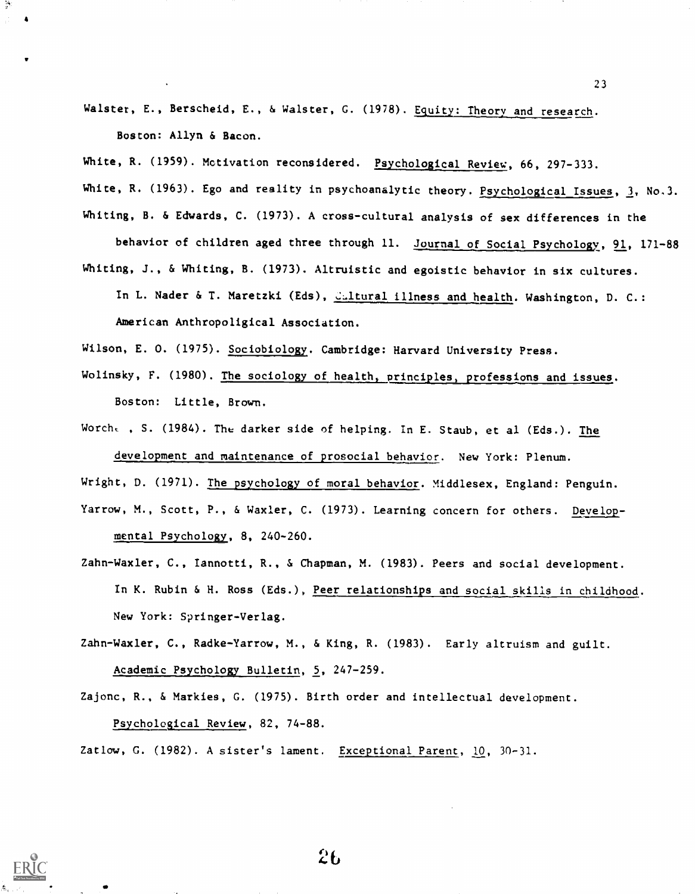Walster, E., Berscheid, E., & Walster, G. (1978). Equity: Theory and research. Boston: Allyn & Bacon.

White, R. (1959). Motivation reconsidered. Psychological Review, 66, 297-333.

White, R. (1963). Ego and reality in psychoanalytic theory. Psychological Issues, 3, No.3.

Whiting, B. & Edwards, C. (1973). A cross-cultural analysis of sex differences in the behavior of children aged three through 11. Journal of Social Psychology, 91, 171-88

Whiting, J., & Whiting, B. (1973). Altruistic and egoistic behavior in six cultures. In L. Nader & T. Maretzki (Eds), Cultural illness and health. Washington, D. C.: American Anthropoligical Association.

Wilson, E. O. (1975). Sociobiology. Cambridge: Harvard University Press.

Wolinsky, F. (1980). The sociology of health, principles, professions and issues. Boston: Little, Brown.

Worchel, S. (1984). The darker side of helping. In E. Staub, et al (Eds.). The development and maintenance of prosocial behavior. New York: Plenum.

Wright, D. (1971). The psychology of moral behavior. Middlesex, England: Penguin.

Yarrow, M., Scott, P., & Waxler, C. (1973). Learning concern for others. Developmental Psychology, 8, 240-260.

Zahn-Waxler, C., Iannotti, R., & Chapman, M. (1983). Peers and social development. In K. Rubin & H. Ross (Eds.), Peer relationships and social skills in childhood. New York: Springer-Verlag.

Zahn-Waxler, C., Radke-Yarrow, M., & King, R. (1983). Early altruism and guilt. Academic Psychology Bulletin, 5, 247-259.

Zajonc, R., & Markies, G. (1975). Birth order and intellectual development. Psychological Review, 82, 74-88.

Zatlow, G. (1982). A sister's lament. Exceptional Parent, 10, 30-31.